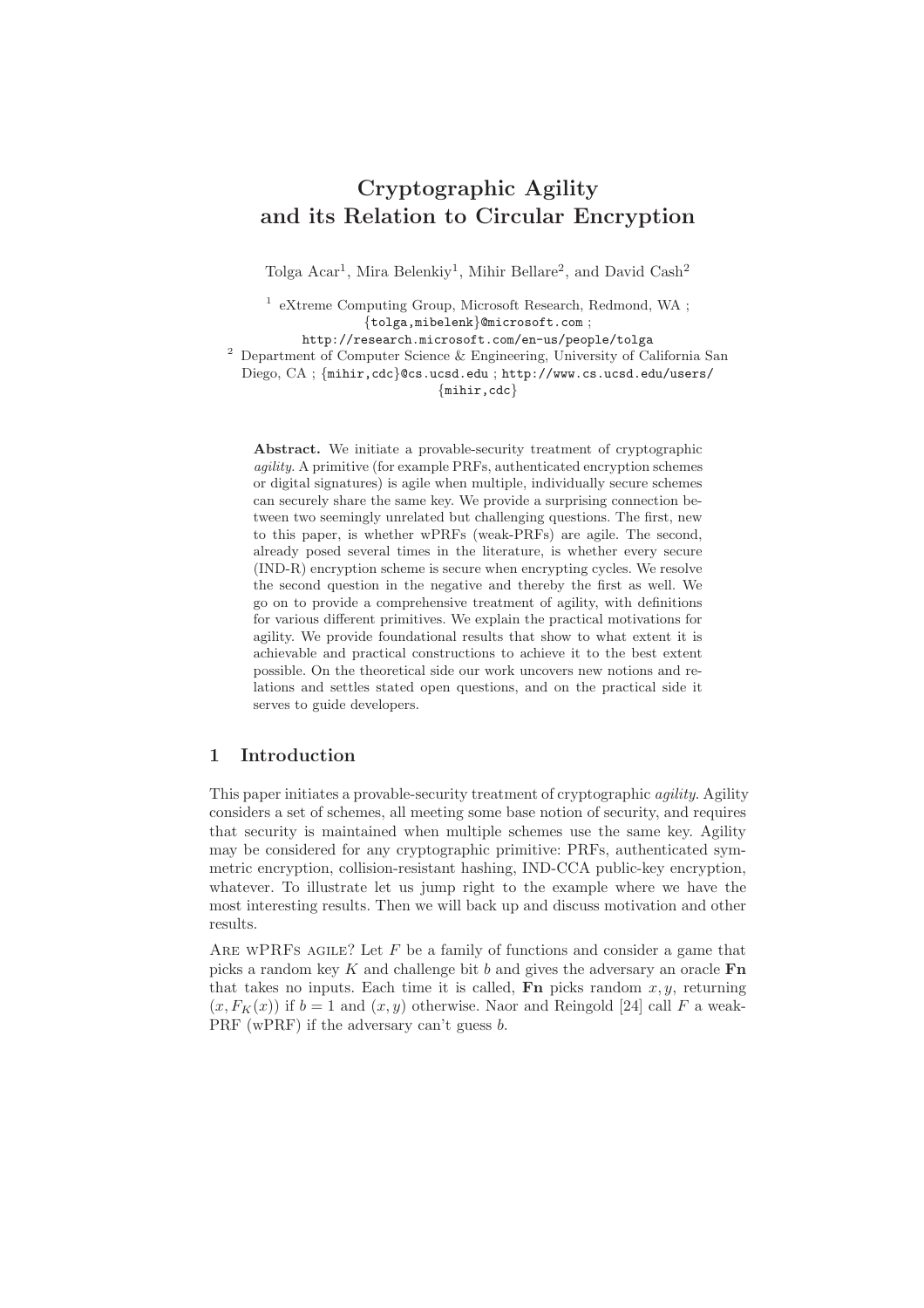# Cryptographic Agility and its Relation to Circular Encryption

Tolga Acar[1], Mira Belenkiy[1], Mihir Bellare[2], and David Cash[2]

[1] eXtreme Computing Group, Microsoft Research, Redmond, WA ; {tolga,mibelenk}@microsoft.com ; http://research.microsoft.com/en-us/people/tolga

[2] Department of Computer Science & Engineering, University of California San Diego, CA ; {mihir,cdc}@cs.ucsd.edu ; http://www.cs.ucsd.edu/users/{mihir,cdc}

**Abstract.** We initiate a provable-security treatment of cryptographic *agility*. A primitive (for example PRFs, authenticated encryption schemes or digital signatures) is agile when multiple, individually secure schemes can securely share the same key. We provide a surprising connection between two seemingly unrelated but challenging questions. The first, new to this paper, is whether wPRFs (weak-PRFs) are agile. The second, already posed several times in the literature, is whether every secure (IND-R) encryption scheme is secure when encrypting cycles. We resolve the second question in the negative and thereby the first as well. We go on to provide a comprehensive treatment of agility, with definitions for various different primitives. We explain the practical motivations for agility. We provide foundational results that show to what extent it is achievable and practical constructions to achieve it to the best extent possible. On the theoretical side our work uncovers new notions and relations and settles stated open questions, and on the practical side it serves to guide developers.

## 1 Introduction

This paper initiates a provable-security treatment of cryptographic *agility*. Agility considers a set of schemes, all meeting some base notion of security, and requires that security is maintained when multiple schemes use the same key. Agility may be considered for any cryptographic primitive: PRFs, authenticated symmetric encryption, collision-resistant hashing, IND-CCA public-key encryption, whatever. To illustrate let us jump right to the example where we have the most interesting results. Then we will back up and discuss motivation and other results.

Are wPRFs agile? Let $F$ be a family of functions and consider a game that picks a random key $K$ and challenge bit $b$ and gives the adversary an oracle **Fn** that takes no inputs. Each time it is called, **Fn** picks random $x, y$, returning $(x, F_K(x))$ if $b = 1$ and $(x, y)$ otherwise. Naor and Reingold [24] call $F$ a weak-PRF (wPRF) if the adversary can't guess $b$.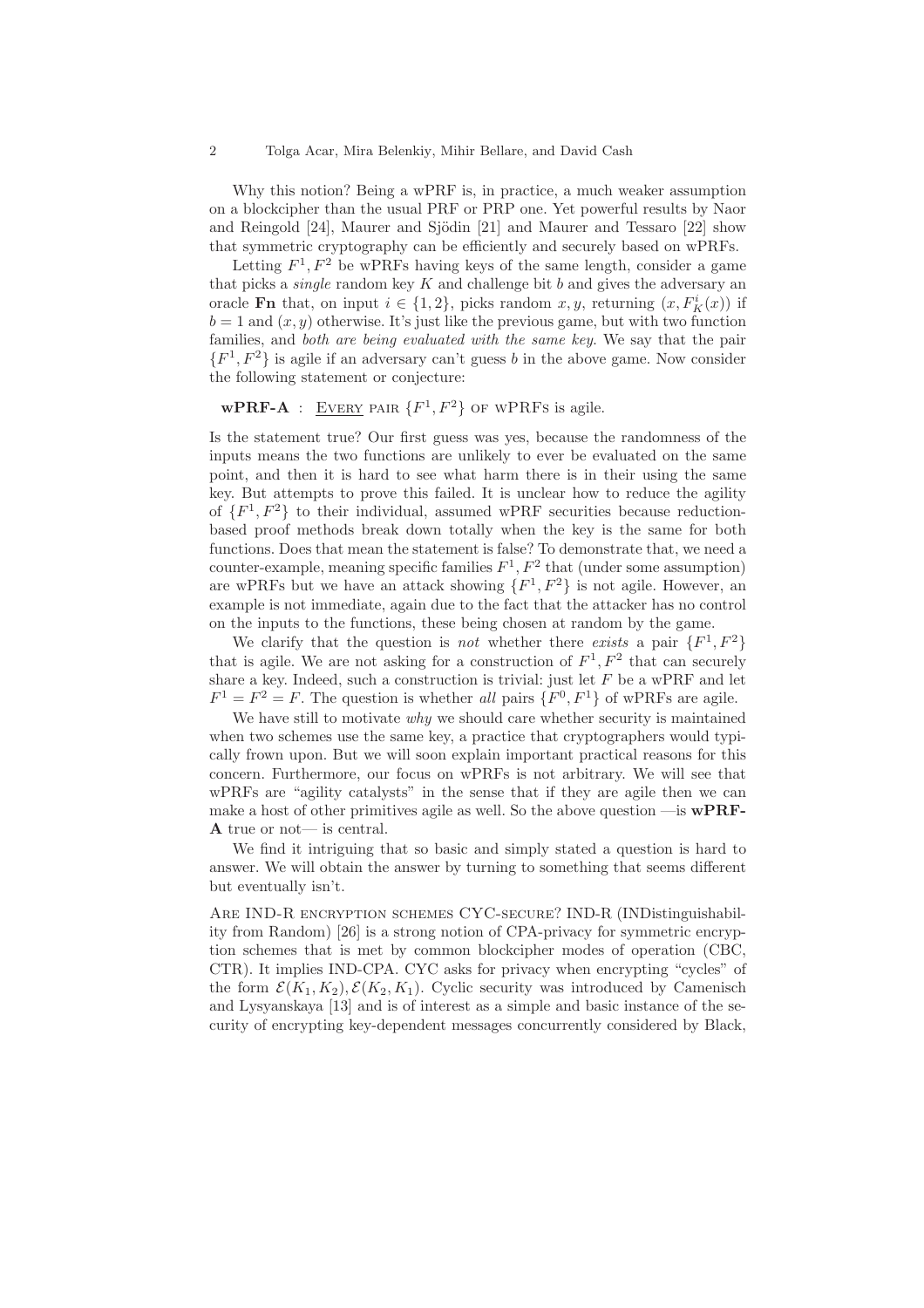Why this notion? Being a wPRF is, in practice, a much weaker assumption on a blockcipher than the usual PRF or PRP one. Yet powerful results by Naor and Reingold [24], Maurer and Sjödin [21] and Maurer and Tessaro [22] show that symmetric cryptography can be efficiently and securely based on wPRFs.

Letting $F^1, F^2$ be wPRFs having keys of the same length, consider a game that picks a *single* random key $K$ and challenge bit $b$ and gives the adversary an oracle **Fn** that, on input $i \in \{1, 2\}$, picks random $x, y$, returning $(x, F^i_K(x))$ if $b = 1$ and $(x, y)$ otherwise. It's just like the previous game, but with two function families, and *both are being evaluated with the same key*. We say that the pair $\{F^1, F^2\}$ is agile if an adversary can't guess $b$ in the above game. Now consider the following statement or conjecture:

**wPRF-A** : <u>EVERY</u> PAIR $\{F^1, F^2\}$ OF WPRFS is agile.

Is the statement true? Our first guess was yes, because the randomness of the inputs means the two functions are unlikely to ever be evaluated on the same point, and then it is hard to see what harm there is in their using the same key. But attempts to prove this failed. It is unclear how to reduce the agility of $\{F^1, F^2\}$ to their individual, assumed wPRF securities because reduction-based proof methods break down totally when the key is the same for both functions. Does that mean the statement is false? To demonstrate that, we need a counter-example, meaning specific families $F^1, F^2$ that (under some assumption) are wPRFs but we have an attack showing $\{F^1, F^2\}$ is not agile. However, an example is not immediate, again due to the fact that the attacker has no control on the inputs to the functions, these being chosen at random by the game.

We clarify that the question is *not* whether there *exists* a pair $\{F^1, F^2\}$ that is agile. We are not asking for a construction of $F^1, F^2$ that can securely share a key. Indeed, such a construction is trivial: just let $F$ be a wPRF and let $F^1 = F^2 = F$. The question is whether *all* pairs $\{F^0, F^1\}$ of wPRFs are agile.

We have still to motivate *why* we should care whether security is maintained when two schemes use the same key, a practice that cryptographers would typically frown upon. But we will soon explain important practical reasons for this concern. Furthermore, our focus on wPRFs is not arbitrary. We will see that wPRFs are "agility catalysts" in the sense that if they are agile then we can make a host of other primitives agile as well. So the above question —is **wPRF-A** true or not— is central.

We find it intriguing that so basic and simply stated a question is hard to answer. We will obtain the answer by turning to something that seems different but eventually isn't.

ARE IND-R ENCRYPTION SCHEMES CYC-SECURE? IND-R (INDistinguishability from Random) [26] is a strong notion of CPA-privacy for symmetric encryption schemes that is met by common blockcipher modes of operation (CBC, CTR). It implies IND-CPA. CYC asks for privacy when encrypting "cycles" of the form $\mathcal{E}(K_1, K_2), \mathcal{E}(K_2, K_1)$. Cyclic security was introduced by Camenisch and Lysyanskaya [13] and is of interest as a simple and basic instance of the security of encrypting key-dependent messages concurrently considered by Black,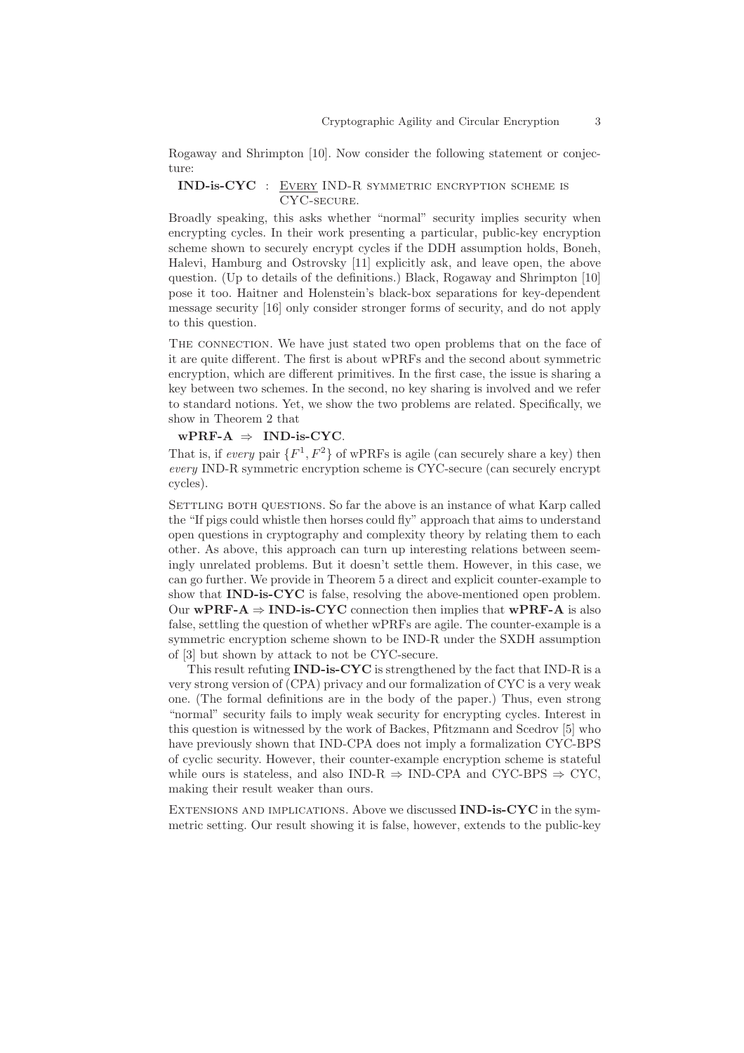Rogaway and Shrimpton [10]. Now consider the following statement or conjecture:

**IND-is-CYC** : <u>Every</u> IND-R symmetric encryption scheme is CYC-secure.

Broadly speaking, this asks whether "normal" security implies security when encrypting cycles. In their work presenting a particular, public-key encryption scheme shown to securely encrypt cycles if the DDH assumption holds, Boneh, Halevi, Hamburg and Ostrovsky [11] explicitly ask, and leave open, the above question. (Up to details of the definitions.) Black, Rogaway and Shrimpton [10] pose it too. Haitner and Holenstein's black-box separations for key-dependent message security [16] only consider stronger forms of security, and do not apply to this question.

The connection. We have just stated two open problems that on the face of it are quite different. The first is about wPRFs and the second about symmetric encryption, which are different primitives. In the first case, the issue is sharing a key between two schemes. In the second, no key sharing is involved and we refer to standard notions. Yet, we show the two problems are related. Specifically, we show in Theorem 2 that

**wPRF-A** $\Rightarrow$ **IND-is-CYC**.

That is, if *every* pair $\{F^1, F^2\}$ of wPRFs is agile (can securely share a key) then *every* IND-R symmetric encryption scheme is CYC-secure (can securely encrypt cycles).

Settling both questions. So far the above is an instance of what Karp called the "If pigs could whistle then horses could fly" approach that aims to understand open questions in cryptography and complexity theory by relating them to each other. As above, this approach can turn up interesting relations between seemingly unrelated problems. But it doesn't settle them. However, in this case, we can go further. We provide in Theorem 5 a direct and explicit counter-example to show that **IND-is-CYC** is false, resolving the above-mentioned open problem. Our **wPRF-A** $\Rightarrow$ **IND-is-CYC** connection then implies that **wPRF-A** is also false, settling the question of whether wPRFs are agile. The counter-example is a symmetric encryption scheme shown to be IND-R under the SXDH assumption of [3] but shown by attack to not be CYC-secure.

This result refuting **IND-is-CYC** is strengthened by the fact that IND-R is a very strong version of (CPA) privacy and our formalization of CYC is a very weak one. (The formal definitions are in the body of the paper.) Thus, even strong "normal" security fails to imply weak security for encrypting cycles. Interest in this question is witnessed by the work of Backes, Pfitzmann and Scedrov [5] who have previously shown that IND-CPA does not imply a formalization CYC-BPS of cyclic security. However, their counter-example encryption scheme is stateful while ours is stateless, and also IND-R $\Rightarrow$ IND-CPA and CYC-BPS $\Rightarrow$ CYC, making their result weaker than ours.

Extensions and implications. Above we discussed **IND-is-CYC** in the symmetric setting. Our result showing it is false, however, extends to the public-key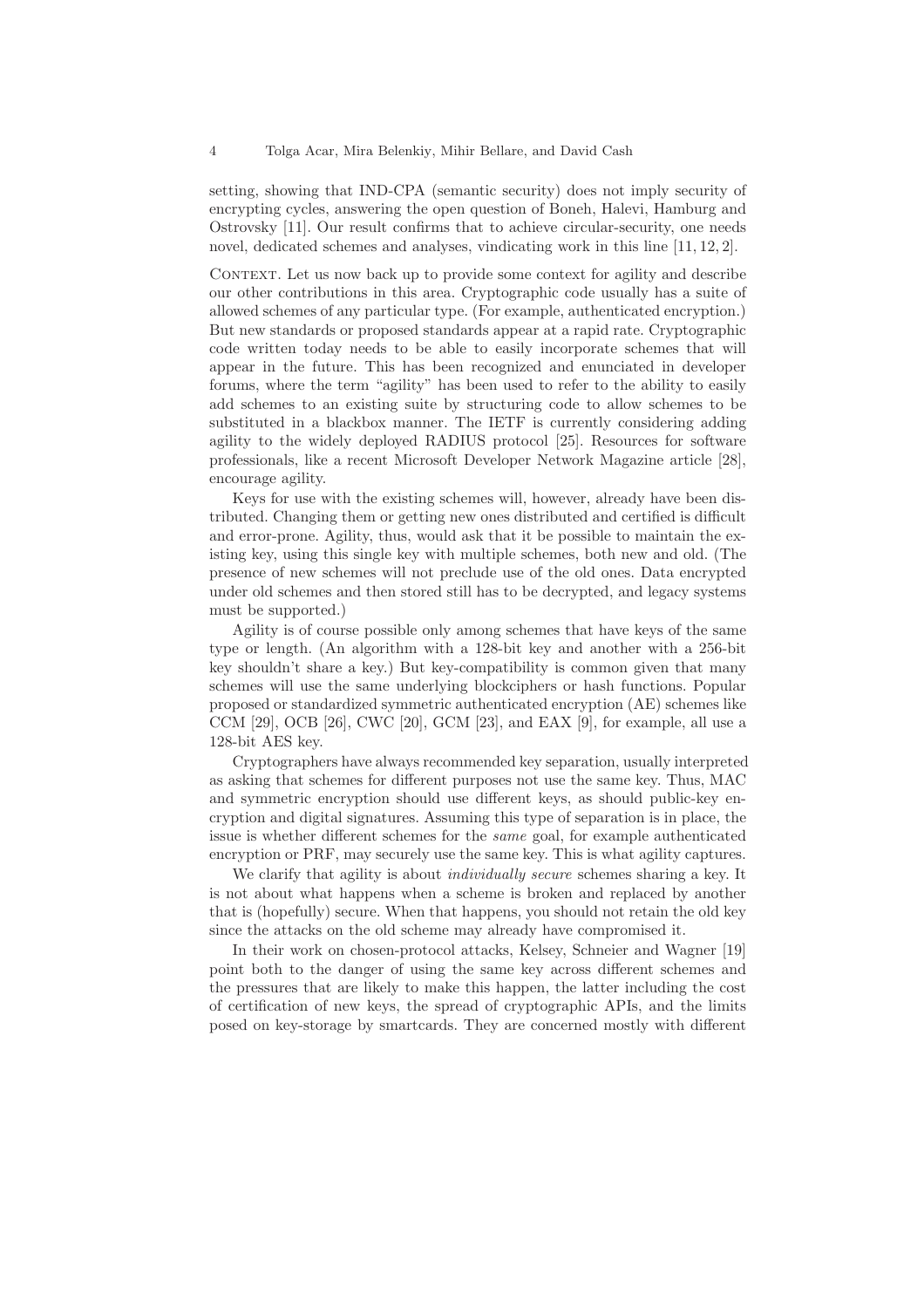setting, showing that IND-CPA (semantic security) does not imply security of encrypting cycles, answering the open question of Boneh, Halevi, Hamburg and Ostrovsky [11]. Our result confirms that to achieve circular-security, one needs novel, dedicated schemes and analyses, vindicating work in this line [11, 12, 2].

Context. Let us now back up to provide some context for agility and describe our other contributions in this area. Cryptographic code usually has a suite of allowed schemes of any particular type. (For example, authenticated encryption.) But new standards or proposed standards appear at a rapid rate. Cryptographic code written today needs to be able to easily incorporate schemes that will appear in the future. This has been recognized and enunciated in developer forums, where the term "agility" has been used to refer to the ability to easily add schemes to an existing suite by structuring code to allow schemes to be substituted in a blackbox manner. The IETF is currently considering adding agility to the widely deployed RADIUS protocol [25]. Resources for software professionals, like a recent Microsoft Developer Network Magazine article [28], encourage agility.

Keys for use with the existing schemes will, however, already have been distributed. Changing them or getting new ones distributed and certified is difficult and error-prone. Agility, thus, would ask that it be possible to maintain the existing key, using this single key with multiple schemes, both new and old. (The presence of new schemes will not preclude use of the old ones. Data encrypted under old schemes and then stored still has to be decrypted, and legacy systems must be supported.)

Agility is of course possible only among schemes that have keys of the same type or length. (An algorithm with a 128-bit key and another with a 256-bit key shouldn't share a key.) But key-compatibility is common given that many schemes will use the same underlying blockciphers or hash functions. Popular proposed or standardized symmetric authenticated encryption (AE) schemes like CCM [29], OCB [26], CWC [20], GCM [23], and EAX [9], for example, all use a 128-bit AES key.

Cryptographers have always recommended key separation, usually interpreted as asking that schemes for different purposes not use the same key. Thus, MAC and symmetric encryption should use different keys, as should public-key encryption and digital signatures. Assuming this type of separation is in place, the issue is whether different schemes for the *same* goal, for example authenticated encryption or PRF, may securely use the same key. This is what agility captures.

We clarify that agility is about *individually secure* schemes sharing a key. It is not about what happens when a scheme is broken and replaced by another that is (hopefully) secure. When that happens, you should not retain the old key since the attacks on the old scheme may already have compromised it.

In their work on chosen-protocol attacks, Kelsey, Schneier and Wagner [19] point both to the danger of using the same key across different schemes and the pressures that are likely to make this happen, the latter including the cost of certification of new keys, the spread of cryptographic APIs, and the limits posed on key-storage by smartcards. They are concerned mostly with different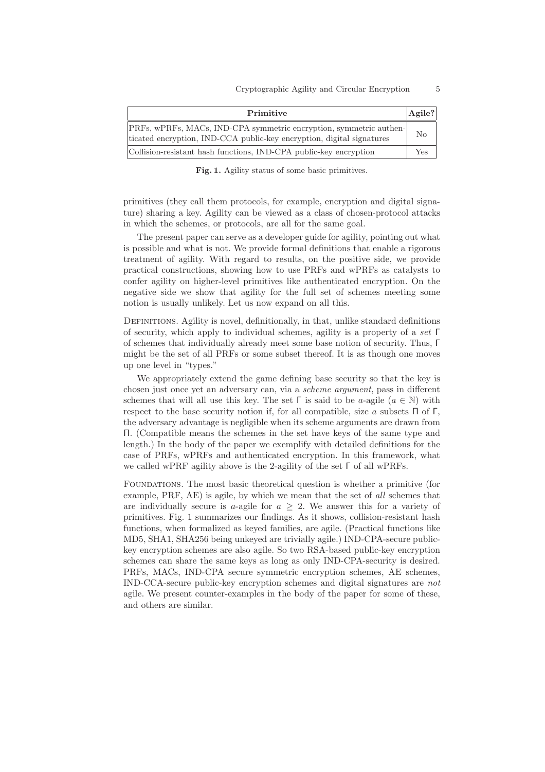| **Primitive** | **Agile?** |
|---|---|
| PRFs, wPRFs, MACs, IND-CPA symmetric encryption, symmetric authenticated encryption, IND-CCA public-key encryption, digital signatures | No |
| Collision-resistant hash functions, IND-CPA public-key encryption | Yes |

**Fig. 1.** Agility status of some basic primitives.

primitives (they call them protocols, for example, encryption and digital signature) sharing a key. Agility can be viewed as a class of chosen-protocol attacks in which the schemes, or protocols, are all for the same goal.

The present paper can serve as a developer guide for agility, pointing out what is possible and what is not. We provide formal definitions that enable a rigorous treatment of agility. With regard to results, on the positive side, we provide practical constructions, showing how to use PRFs and wPRFs as catalysts to confer agility on higher-level primitives like authenticated encryption. On the negative side we show that agility for the full set of schemes meeting some notion is usually unlikely. Let us now expand on all this.

DEFINITIONS. Agility is novel, definitionally, in that, unlike standard definitions of security, which apply to individual schemes, agility is a property of a *set* $\Gamma$ of schemes that individually already meet some base notion of security. Thus, $\Gamma$ might be the set of all PRFs or some subset thereof. It is as though one moves up one level in "types."

We appropriately extend the game defining base security so that the key is chosen just once yet an adversary can, via a *scheme argument*, pass in different schemes that will all use this key. The set $\Gamma$ is said to be $a$-agile ($a \in \mathbb{N}$) with respect to the base security notion if, for all compatible, size $a$ subsets $\Pi$ of $\Gamma$, the adversary advantage is negligible when its scheme arguments are drawn from $\Pi$. (Compatible means the schemes in the set have keys of the same type and length.) In the body of the paper we exemplify with detailed definitions for the case of PRFs, wPRFs and authenticated encryption. In this framework, what we called wPRF agility above is the 2-agility of the set $\Gamma$ of all wPRFs.

FOUNDATIONS. The most basic theoretical question is whether a primitive (for example, PRF, AE) is agile, by which we mean that the set of *all* schemes that are individually secure is $a$-agile for $a \geq 2$. We answer this for a variety of primitives. Fig. 1 summarizes our findings. As it shows, collision-resistant hash functions, when formalized as keyed families, are agile. (Practical functions like MD5, SHA1, SHA256 being unkeyed are trivially agile.) IND-CPA-secure public-key encryption schemes are also agile. So two RSA-based public-key encryption schemes can share the same keys as long as only IND-CPA-security is desired. PRFs, MACs, IND-CPA secure symmetric encryption schemes, AE schemes, IND-CCA-secure public-key encryption schemes and digital signatures are *not* agile. We present counter-examples in the body of the paper for some of these, and others are similar.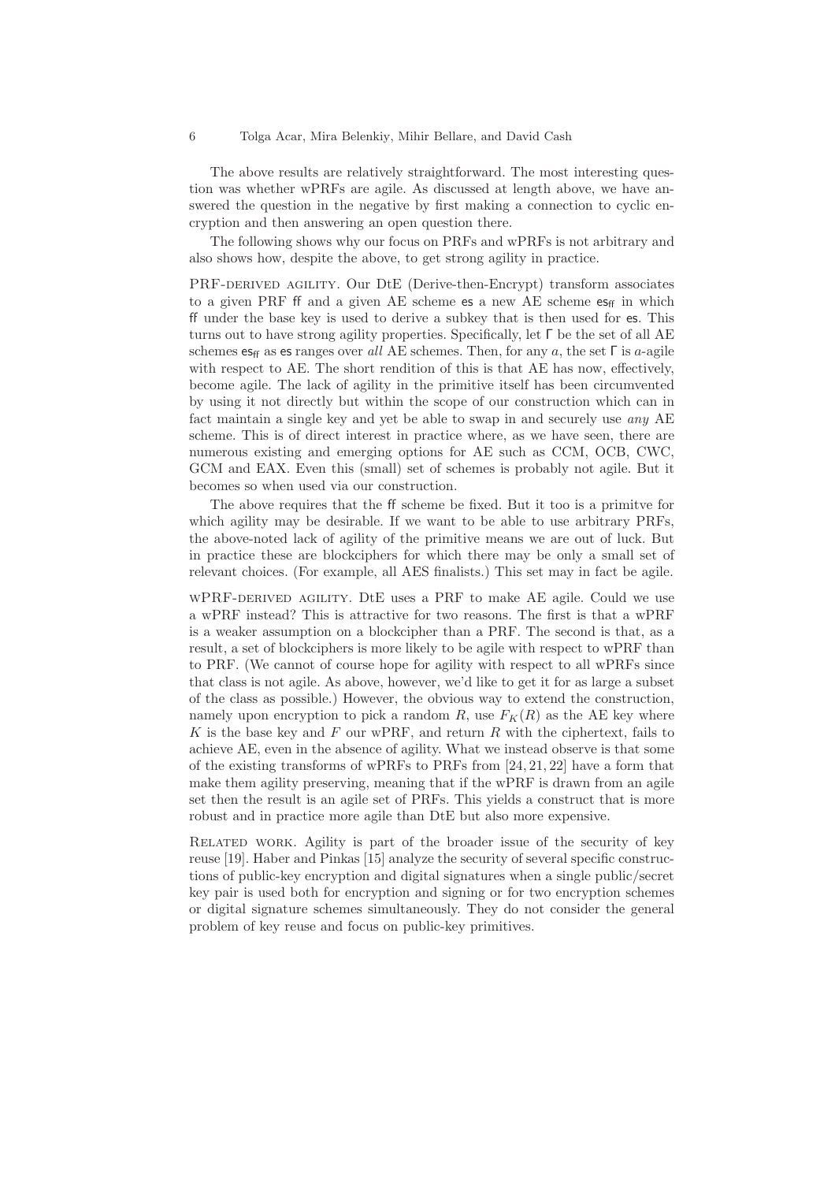The above results are relatively straightforward. The most interesting question was whether wPRFs are agile. As discussed at length above, we have answered the question in the negative by first making a connection to cyclic encryption and then answering an open question there.

The following shows why our focus on PRFs and wPRFs is not arbitrary and also shows how, despite the above, to get strong agility in practice.

PRF-DERIVED AGILITY. Our DtE (Derive-then-Encrypt) transform associates to a given PRF $\mathsf{ff}$ and a given AE scheme $\mathsf{es}$ a new AE scheme $\mathsf{es}_{\mathsf{ff}}$ in which $\mathsf{ff}$ under the base key is used to derive a subkey that is then used for $\mathsf{es}$. This turns out to have strong agility properties. Specifically, let $\Gamma$ be the set of all AE schemes $\mathsf{es}_{\mathsf{ff}}$ as $\mathsf{es}$ ranges over *all* AE schemes. Then, for any $a$, the set $\Gamma$ is $a$-agile with respect to AE. The short rendition of this is that AE has now, effectively, become agile. The lack of agility in the primitive itself has been circumvented by using it not directly but within the scope of our construction which can in fact maintain a single key and yet be able to swap in and securely use *any* AE scheme. This is of direct interest in practice where, as we have seen, there are numerous existing and emerging options for AE such as CCM, OCB, CWC, GCM and EAX. Even this (small) set of schemes is probably not agile. But it becomes so when used via our construction.

The above requires that the $\mathsf{ff}$ scheme be fixed. But it too is a primitve for which agility may be desirable. If we want to be able to use arbitrary PRFs, the above-noted lack of agility of the primitive means we are out of luck. But in practice these are blockciphers for which there may be only a small set of relevant choices. (For example, all AES finalists.) This set may in fact be agile.

WPRF-DERIVED AGILITY. DtE uses a PRF to make AE agile. Could we use a wPRF instead? This is attractive for two reasons. The first is that a wPRF is a weaker assumption on a blockcipher than a PRF. The second is that, as a result, a set of blockciphers is more likely to be agile with respect to wPRF than to PRF. (We cannot of course hope for agility with respect to all wPRFs since that class is not agile. As above, however, we'd like to get it for as large a subset of the class as possible.) However, the obvious way to extend the construction, namely upon encryption to pick a random $R$, use $F_K(R)$ as the AE key where $K$ is the base key and $F$ our wPRF, and return $R$ with the ciphertext, fails to achieve AE, even in the absence of agility. What we instead observe is that some of the existing transforms of wPRFs to PRFs from [24, 21, 22] have a form that make them agility preserving, meaning that if the wPRF is drawn from an agile set then the result is an agile set of PRFs. This yields a construct that is more robust and in practice more agile than DtE but also more expensive.

RELATED WORK. Agility is part of the broader issue of the security of key reuse [19]. Haber and Pinkas [15] analyze the security of several specific constructions of public-key encryption and digital signatures when a single public/secret key pair is used both for encryption and signing or for two encryption schemes or digital signature schemes simultaneously. They do not consider the general problem of key reuse and focus on public-key primitives.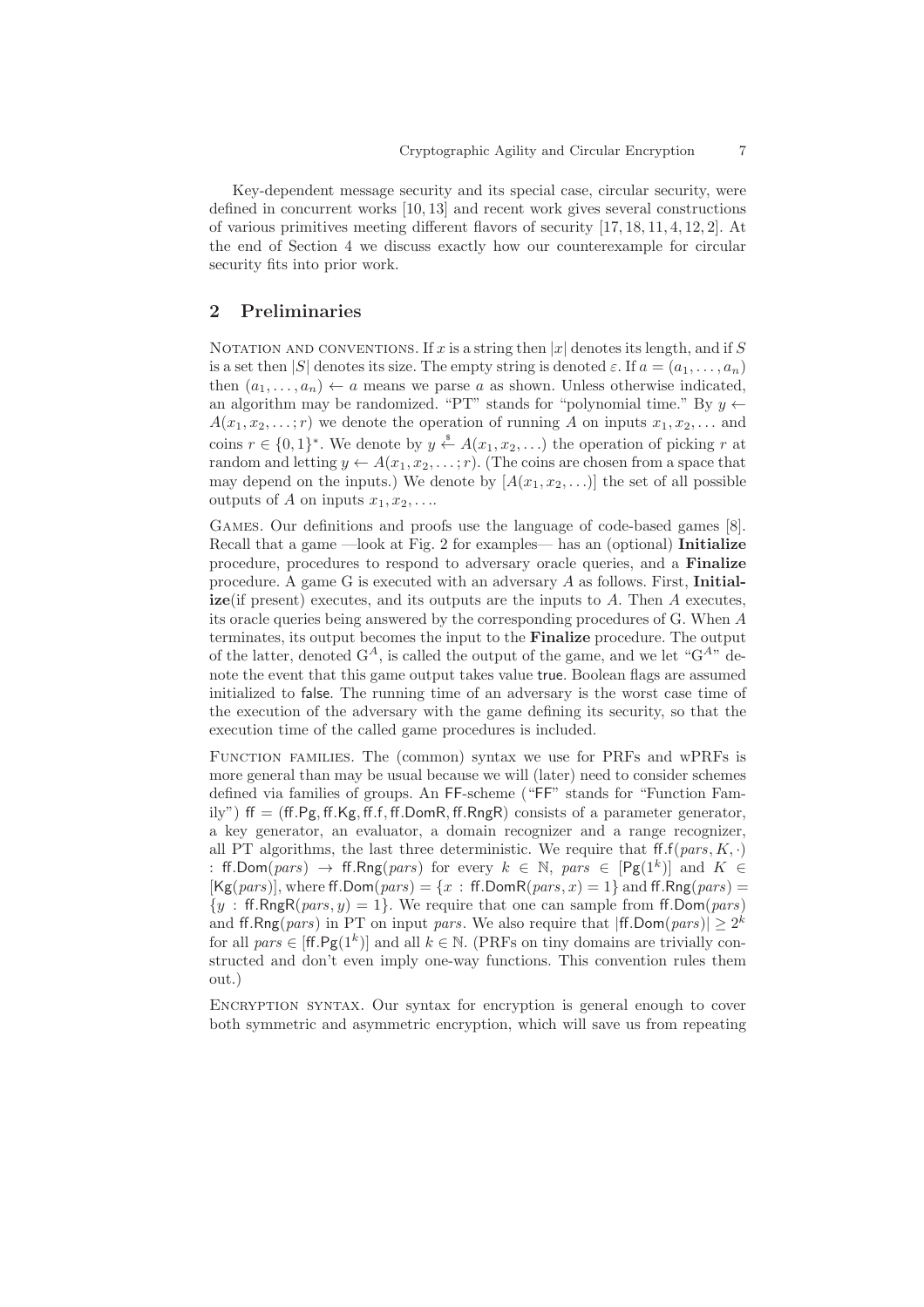Key-dependent message security and its special case, circular security, were defined in concurrent works [10, 13] and recent work gives several constructions of various primitives meeting different flavors of security [17, 18, 11, 4, 12, 2]. At the end of Section 4 we discuss exactly how our counterexample for circular security fits into prior work.

## 2 Preliminaries

Notation and conventions. If $x$ is a string then $|x|$ denotes its length, and if $S$ is a set then $|S|$ denotes its size. The empty string is denoted $\varepsilon$. If $a = (a_1, \ldots, a_n)$ then $(a_1, \ldots, a_n) \leftarrow a$ means we parse $a$ as shown. Unless otherwise indicated, an algorithm may be randomized. "PT" stands for "polynomial time." By $y \leftarrow A(x_1, x_2, \ldots; r)$ we denote the operation of running $A$ on inputs $x_1, x_2, \ldots$ and coins $r \in \{0,1\}^*$. We denote by $y \stackrel{\$}{\leftarrow} A(x_1, x_2, \ldots)$ the operation of picking $r$ at random and letting $y \leftarrow A(x_1, x_2, \ldots; r)$. (The coins are chosen from a space that may depend on the inputs.) We denote by $[A(x_1, x_2, \ldots)]$ the set of all possible outputs of $A$ on inputs $x_1, x_2, \ldots$.

Games. Our definitions and proofs use the language of code-based games [8]. Recall that a game —look at Fig. 2 for examples— has an (optional) **Initialize** procedure, procedures to respond to adversary oracle queries, and a **Finalize** procedure. A game G is executed with an adversary $A$ as follows. First, **Initialize**(if present) executes, and its outputs are the inputs to $A$. Then $A$ executes, its oracle queries being answered by the corresponding procedures of G. When $A$ terminates, its output becomes the input to the **Finalize** procedure. The output of the latter, denoted $\mathrm{G}^A$, is called the output of the game, and we let "$\mathrm{G}^A$" denote the event that this game output takes value true. Boolean flags are assumed initialized to false. The running time of an adversary is the worst case time of the execution of the adversary with the game defining its security, so that the execution time of the called game procedures is included.

Function families. The (common) syntax we use for PRFs and wPRFs is more general than may be usual because we will (later) need to consider schemes defined via families of groups. An FF-scheme ("FF" stands for "Function Family") $\mathsf{ff} = (\mathsf{ff.Pg}, \mathsf{ff.Kg}, \mathsf{ff.f}, \mathsf{ff.DomR}, \mathsf{ff.RngR})$ consists of a parameter generator, a key generator, an evaluator, a domain recognizer and a range recognizer, all PT algorithms, the last three deterministic. We require that $\mathsf{ff.f}(pars, K, \cdot) : \mathsf{ff.Dom}(pars) \rightarrow \mathsf{ff.Rng}(pars)$ for every $k \in \mathbb{N}$, $pars \in [\mathsf{Pg}(1^k)]$ and $K \in [\mathsf{Kg}(pars)]$, where $\mathsf{ff.Dom}(pars) = \{x : \mathsf{ff.DomR}(pars, x) = 1\}$ and $\mathsf{ff.Rng}(pars) = \{y : \mathsf{ff.RngR}(pars, y) = 1\}$. We require that one can sample from $\mathsf{ff.Dom}(pars)$ and $\mathsf{ff.Rng}(pars)$ in PT on input $pars$. We also require that $|\mathsf{ff.Dom}(pars)| \geq 2^k$ for all $pars \in [\mathsf{ff.Pg}(1^k)]$ and all $k \in \mathbb{N}$. (PRFs on tiny domains are trivially constructed and don't even imply one-way functions. This convention rules them out.)

Encryption syntax. Our syntax for encryption is general enough to cover both symmetric and asymmetric encryption, which will save us from repeating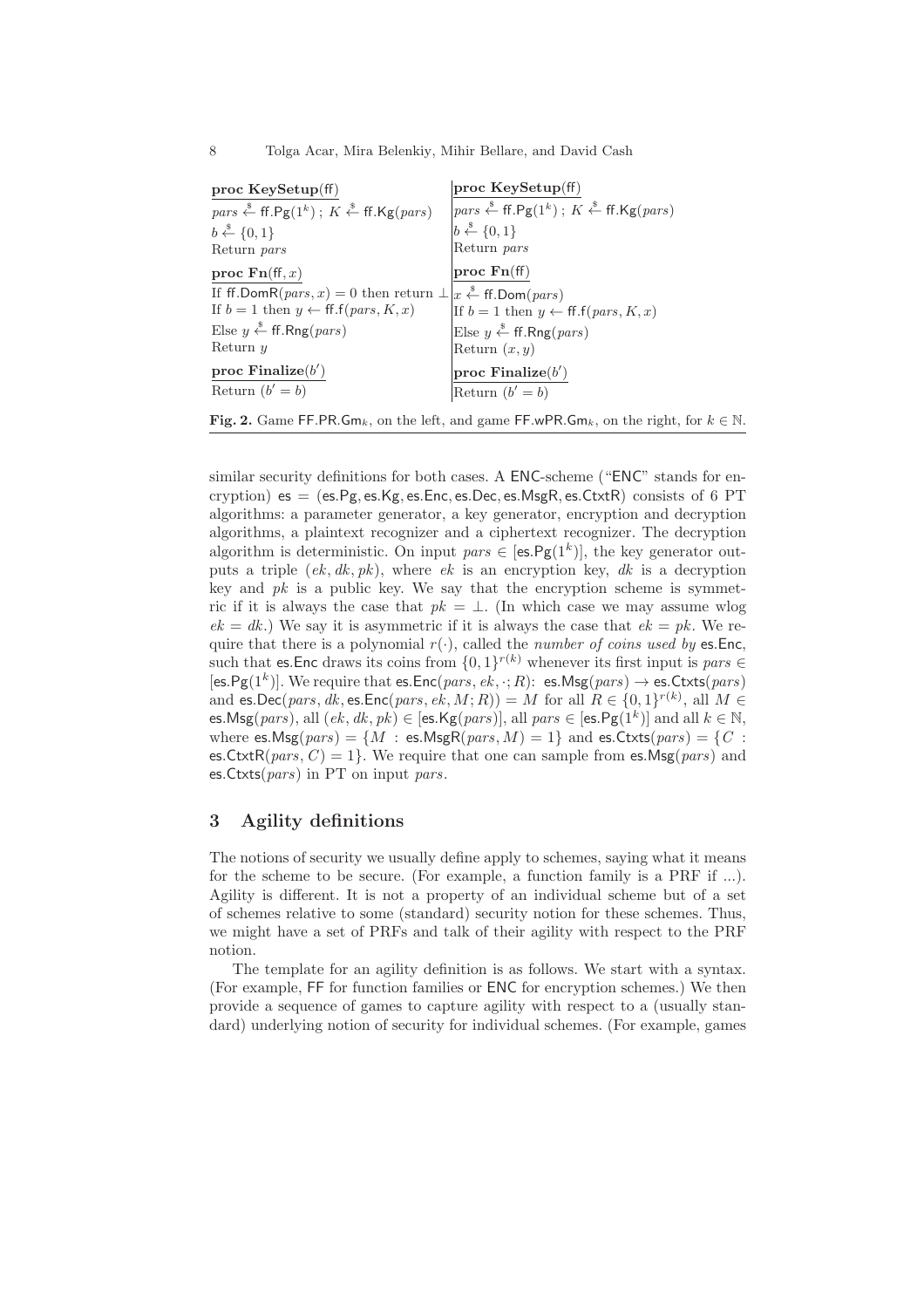| **proc KeySetup**(ff) | **proc KeySetup**(ff) |
|---|---|
| $pars \xleftarrow{\$} \mathsf{ff.Pg}(1^k)$ ; $K \xleftarrow{\$} \mathsf{ff.Kg}(pars)$ | $pars \xleftarrow{\$} \mathsf{ff.Pg}(1^k)$ ; $K \xleftarrow{\$} \mathsf{ff.Kg}(pars)$ |
| $b \xleftarrow{\$} \{0,1\}$ | $b \xleftarrow{\$} \{0,1\}$ |
| Return $pars$ | Return $pars$ |
| **proc Fn**(ff, $x$) | **proc Fn**(ff) |
| If $\mathsf{ff.DomR}(pars, x) = 0$ then return $\perp$ | $x \xleftarrow{\$} \mathsf{ff.Dom}(pars)$ |
| If $b = 1$ then $y \leftarrow \mathsf{ff.f}(pars, K, x)$ | If $b = 1$ then $y \leftarrow \mathsf{ff.f}(pars, K, x)$ |
| Else $y \xleftarrow{\$} \mathsf{ff.Rng}(pars)$ | Else $y \xleftarrow{\$} \mathsf{ff.Rng}(pars)$ |
| Return $y$ | Return $(x, y)$ |
| **proc Finalize**($b'$) | **proc Finalize**($b'$) |
| Return $(b' = b)$ | Return $(b' = b)$ |

**Fig. 2.** Game $\mathsf{FF.PR.Gm}_k$, on the left, and game $\mathsf{FF.wPR.Gm}_k$, on the right, for $k \in \mathbb{N}$.

similar security definitions for both cases. A ENC-scheme ("ENC" stands for encryption) $\mathsf{es} = (\mathsf{es.Pg}, \mathsf{es.Kg}, \mathsf{es.Enc}, \mathsf{es.Dec}, \mathsf{es.MsgR}, \mathsf{es.CtxtR})$ consists of 6 PT algorithms: a parameter generator, a key generator, encryption and decryption algorithms, a plaintext recognizer and a ciphertext recognizer. The decryption algorithm is deterministic. On input $pars \in [\mathsf{es.Pg}(1^k)]$, the key generator outputs a triple $(ek, dk, pk)$, where $ek$ is an encryption key, $dk$ is a decryption key and $pk$ is a public key. We say that the encryption scheme is symmetric if it is always the case that $pk = \perp$. (In which case we may assume wlog $ek = dk$.) We say it is asymmetric if it is always the case that $ek = pk$. We require that there is a polynomial $r(\cdot)$, called the *number of coins used by* $\mathsf{es.Enc}$, such that $\mathsf{es.Enc}$ draws its coins from $\{0,1\}^{r(k)}$ whenever its first input is $pars \in [\mathsf{es.Pg}(1^k)]$. We require that $\mathsf{es.Enc}(pars, ek, \cdot; R)$: $\mathsf{es.Msg}(pars) \to \mathsf{es.Ctxts}(pars)$ and $\mathsf{es.Dec}(pars, dk, \mathsf{es.Enc}(pars, ek, M; R)) = M$ for all $R \in \{0,1\}^{r(k)}$, all $M \in \mathsf{es.Msg}(pars)$, all $(ek, dk, pk) \in [\mathsf{es.Kg}(pars)]$, all $pars \in [\mathsf{es.Pg}(1^k)]$ and all $k \in \mathbb{N}$, where $\mathsf{es.Msg}(pars) = \{M : \mathsf{es.MsgR}(pars, M) = 1\}$ and $\mathsf{es.Ctxts}(pars) = \{C : \mathsf{es.CtxtR}(pars, C) = 1\}$. We require that one can sample from $\mathsf{es.Msg}(pars)$ and $\mathsf{es.Ctxts}(pars)$ in PT on input $pars$.

## 3 Agility definitions

The notions of security we usually define apply to schemes, saying what it means for the scheme to be secure. (For example, a function family is a PRF if ...). Agility is different. It is not a property of an individual scheme but of a set of schemes relative to some (standard) security notion for these schemes. Thus, we might have a set of PRFs and talk of their agility with respect to the PRF notion.

The template for an agility definition is as follows. We start with a syntax. (For example, FF for function families or ENC for encryption schemes.) We then provide a sequence of games to capture agility with respect to a (usually standard) underlying notion of security for individual schemes. (For example, games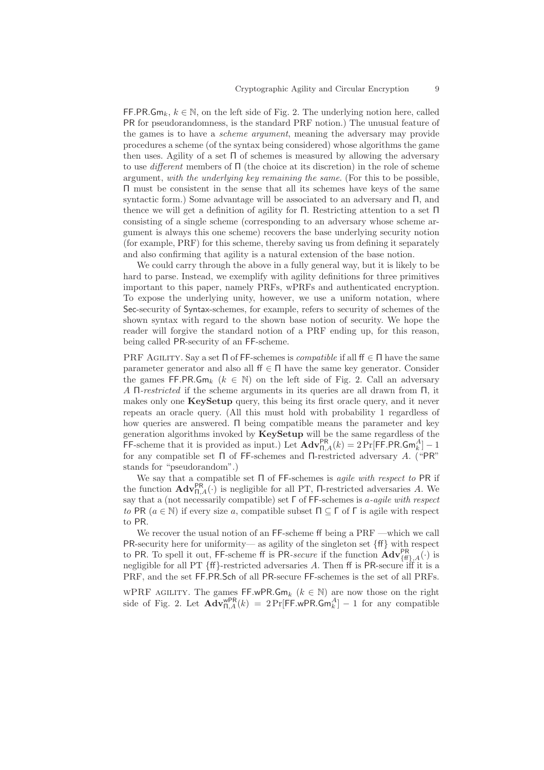$\mathsf{FF.PR.Gm}_k$, $k \in \mathbb{N}$, on the left side of Fig. 2. The underlying notion here, called $\mathsf{PR}$ for pseudorandomness, is the standard PRF notion.) The unusual feature of the games is to have a *scheme argument*, meaning the adversary may provide procedures a scheme (of the syntax being considered) whose algorithms the game then uses. Agility of a set $\Pi$ of schemes is measured by allowing the adversary to use *different* members of $\Pi$ (the choice at its discretion) in the role of scheme argument, *with the underlying key remaining the same*. (For this to be possible, $\Pi$ must be consistent in the sense that all its schemes have keys of the same syntactic form.) Some advantage will be associated to an adversary and $\Pi$, and thence we will get a definition of agility for $\Pi$. Restricting attention to a set $\Pi$ consisting of a single scheme (corresponding to an adversary whose scheme argument is always this one scheme) recovers the base underlying security notion (for example, PRF) for this scheme, thereby saving us from defining it separately and also confirming that agility is a natural extension of the base notion.

We could carry through the above in a fully general way, but it is likely to be hard to parse. Instead, we exemplify with agility definitions for three primitives important to this paper, namely PRFs, wPRFs and authenticated encryption. To expose the underlying unity, however, we use a uniform notation, where $\mathsf{Sec}$-security of $\mathsf{Syntax}$-schemes, for example, refers to security of schemes of the shown syntax with regard to the shown base notion of security. We hope the reader will forgive the standard notion of a PRF ending up, for this reason, being called $\mathsf{PR}$-security of an $\mathsf{FF}$-scheme.

PRF AGILITY. Say a set $\Pi$ of $\mathsf{FF}$-schemes is *compatible* if all $\mathsf{ff} \in \Pi$ have the same parameter generator and also all $\mathsf{ff} \in \Pi$ have the same key generator. Consider the games $\mathsf{FF.PR.Gm}_k$ ($k \in \mathbb{N}$) on the left side of Fig. 2. Call an adversary $A$ $\Pi$*-restricted* if the scheme arguments in its queries are all drawn from $\Pi$, it makes only one **KeySetup** query, this being its first oracle query, and it never repeats an oracle query. (All this must hold with probability 1 regardless of how queries are answered. $\Pi$ being compatible means the parameter and key generation algorithms invoked by **KeySetup** will be the same regardless of the $\mathsf{FF}$-scheme that it is provided as input.) Let $\mathbf{Adv}^{\mathsf{PR}}_{\Pi,A}(k) = 2\Pr[\mathsf{FF.PR.Gm}_k^A] - 1$ for any compatible set $\Pi$ of $\mathsf{FF}$-schemes and $\Pi$-restricted adversary $A$. ("PR" stands for "pseudorandom".)

We say that a compatible set $\Pi$ of $\mathsf{FF}$-schemes is *agile with respect to* $\mathsf{PR}$ if the function $\mathbf{Adv}^{\mathsf{PR}}_{\Pi,A}(\cdot)$ is negligible for all PT, $\Pi$-restricted adversaries $A$. We say that a (not necessarily compatible) set $\Gamma$ of $\mathsf{FF}$-schemes is *a-agile with respect to* $\mathsf{PR}$ ($a \in \mathbb{N}$) if every size $a$, compatible subset $\Pi \subseteq \Gamma$ of $\Gamma$ is agile with respect to $\mathsf{PR}$.

We recover the usual notion of an $\mathsf{FF}$-scheme $\mathsf{ff}$ being a PRF —which we call $\mathsf{PR}$-security here for uniformity— as agility of the singleton set $\{\mathsf{ff}\}$ with respect to $\mathsf{PR}$. To spell it out, $\mathsf{FF}$-scheme $\mathsf{ff}$ is $\mathsf{PR}$*-secure* if the function $\mathbf{Adv}^{\mathsf{PR}}_{\{\mathsf{ff}\},A}(\cdot)$ is negligible for all PT $\{\mathsf{ff}\}$-restricted adversaries $A$. Then $\mathsf{ff}$ is $\mathsf{PR}$-secure iff it is a PRF, and the set $\mathsf{FF.PR.Sch}$ of all $\mathsf{PR}$-secure $\mathsf{FF}$-schemes is the set of all PRFs.

WPRF AGILITY. The games $\mathsf{FF.wPR.Gm}_k$ ($k \in \mathbb{N}$) are now those on the right side of Fig. 2. Let $\mathbf{Adv}^{\mathsf{wPR}}_{\Pi,A}(k) = 2\Pr[\mathsf{FF.wPR.Gm}_k^A] - 1$ for any compatible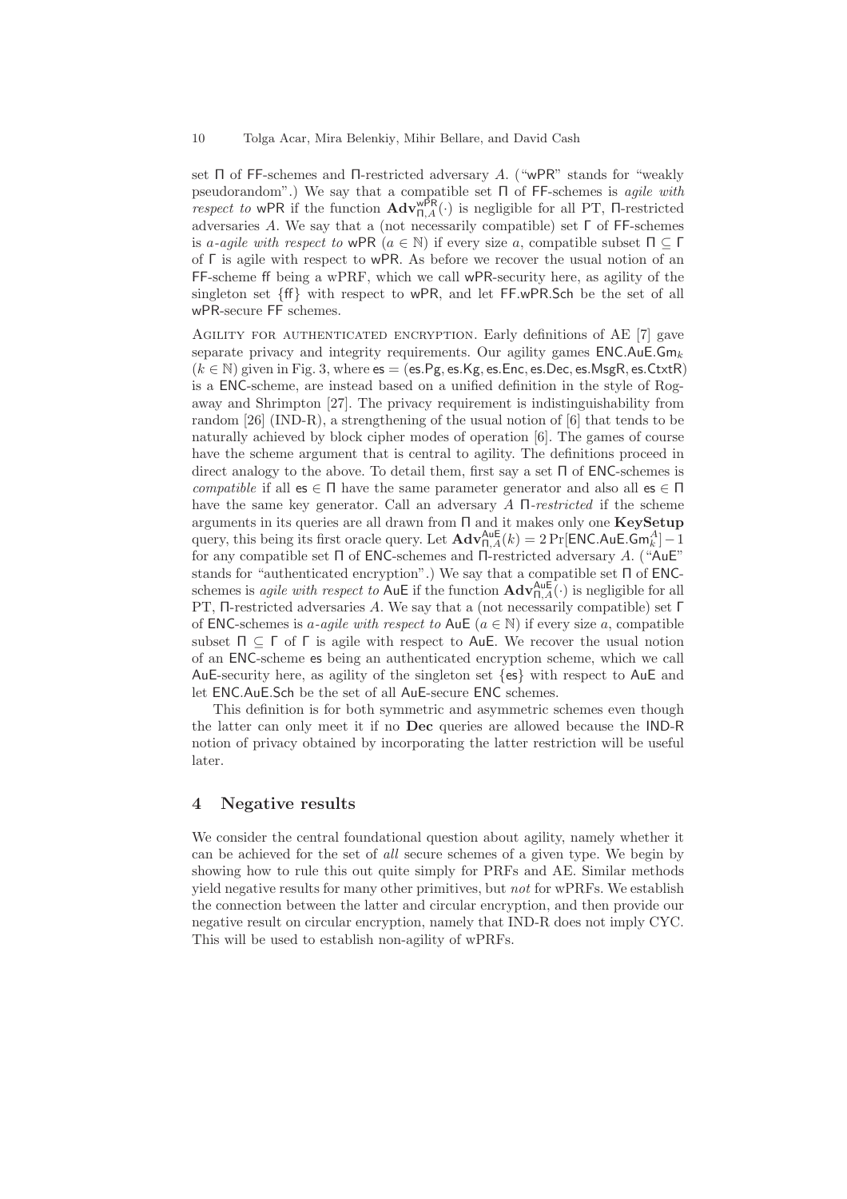set $\Pi$ of FF-schemes and $\Pi$-restricted adversary $A$. ("wPR" stands for "weakly pseudorandom".) We say that a compatible set $\Pi$ of FF-schemes is *agile with respect to* wPR if the function $\mathbf{Adv}^{\mathsf{wPR}}_{\Pi,A}(\cdot)$ is negligible for all PT, $\Pi$-restricted adversaries $A$. We say that a (not necessarily compatible) set $\Gamma$ of FF-schemes is *a-agile with respect to* wPR ($a \in \mathbb{N}$) if every size $a$, compatible subset $\Pi \subseteq \Gamma$ of $\Gamma$ is agile with respect to wPR. As before we recover the usual notion of an FF-scheme ff being a wPRF, which we call wPR-security here, as agility of the singleton set $\{\mathsf{ff}\}$ with respect to wPR, and let FF.wPR.Sch be the set of all wPR-secure FF schemes.

Agility for authenticated encryption. Early definitions of AE [7] gave separate privacy and integrity requirements. Our agility games $\mathsf{ENC.AuE.Gm}_k$ ($k \in \mathbb{N}$) given in Fig. 3, where $\mathsf{es} = (\mathsf{es.Pg}, \mathsf{es.Kg}, \mathsf{es.Enc}, \mathsf{es.Dec}, \mathsf{es.MsgR}, \mathsf{es.CtxtR})$ is a ENC-scheme, are instead based on a unified definition in the style of Rogaway and Shrimpton [27]. The privacy requirement is indistinguishability from random [26] (IND-R), a strengthening of the usual notion of [6] that tends to be naturally achieved by block cipher modes of operation [6]. The games of course have the scheme argument that is central to agility. The definitions proceed in direct analogy to the above. To detail them, first say a set $\Pi$ of ENC-schemes is *compatible* if all $\mathsf{es} \in \Pi$ have the same parameter generator and also all $\mathsf{es} \in \Pi$ have the same key generator. Call an adversary $A$ $\Pi$*-restricted* if the scheme arguments in its queries are all drawn from $\Pi$ and it makes only one **KeySetup** query, this being its first oracle query. Let $\mathbf{Adv}^{\mathsf{AuE}}_{\Pi,A}(k) = 2\Pr[\mathsf{ENC.AuE.Gm}^A_k] - 1$ for any compatible set $\Pi$ of ENC-schemes and $\Pi$-restricted adversary $A$. ("AuE" stands for "authenticated encryption".) We say that a compatible set $\Pi$ of ENC-schemes is *agile with respect to* AuE if the function $\mathbf{Adv}^{\mathsf{AuE}}_{\Pi,A}(\cdot)$ is negligible for all PT, $\Pi$-restricted adversaries $A$. We say that a (not necessarily compatible) set $\Gamma$ of ENC-schemes is *a-agile with respect to* AuE ($a \in \mathbb{N}$) if every size $a$, compatible subset $\Pi \subseteq \Gamma$ of $\Gamma$ is agile with respect to AuE. We recover the usual notion of an ENC-scheme es being an authenticated encryption scheme, which we call AuE-security here, as agility of the singleton set $\{\mathsf{es}\}$ with respect to AuE and let ENC.AuE.Sch be the set of all AuE-secure ENC schemes.

This definition is for both symmetric and asymmetric schemes even though the latter can only meet it if no **Dec** queries are allowed because the IND-R notion of privacy obtained by incorporating the latter restriction will be useful later.

## 4 Negative results

We consider the central foundational question about agility, namely whether it can be achieved for the set of *all* secure schemes of a given type. We begin by showing how to rule this out quite simply for PRFs and AE. Similar methods yield negative results for many other primitives, but *not* for wPRFs. We establish the connection between the latter and circular encryption, and then provide our negative result on circular encryption, namely that IND-R does not imply CYC. This will be used to establish non-agility of wPRFs.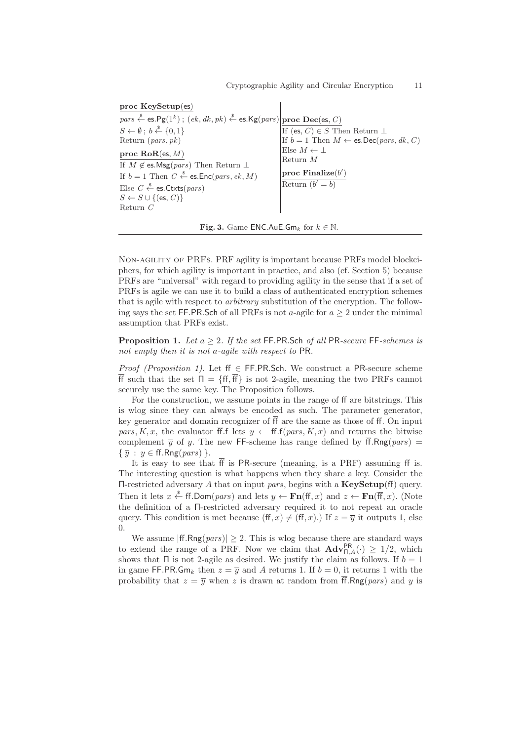```
proc KeySetup(es)
pars ←$ es.Pg(1^k) ; (ek, dk, pk) ←$ es.Kg(pars)
S ← ∅ ; b ←$ {0,1}
Return (pars, pk)

proc RoR(es, M)
If M ∉ es.Msg(pars) Then Return ⊥
If b = 1 Then C ←$ es.Enc(pars, ek, M)
Else C ←$ es.Ctxts(pars)
S ← S ∪ {(es, C)}
Return C

proc Dec(es, C)
If (es, C) ∈ S Then Return ⊥
If b = 1 Then M ← es.Dec(pars, dk, C)
Else M ← ⊥
Return M

proc Finalize(b')
Return (b' = b)
```

**Fig. 3.** Game $\mathsf{ENC.AuE.Gm}_k$ for $k \in \mathbb{N}$.

NON-AGILITY OF PRFS. PRF agility is important because PRFs model blockciphers, for which agility is important in practice, and also (cf. Section 5) because PRFs are "universal" with regard to providing agility in the sense that if a set of PRFs is agile we can use it to build a class of authenticated encryption schemes that is agile with respect to *arbitrary* substitution of the encryption. The following says the set $\mathsf{FF.PR.Sch}$ of all PRFs is not $a$-agile for $a \geq 2$ under the minimal assumption that PRFs exist.

**Proposition 1.** *Let $a \geq 2$. If the set $\mathsf{FF.PR.Sch}$ of all $\mathsf{PR}$-secure $\mathsf{FF}$-schemes is not empty then it is not $a$-agile with respect to $\mathsf{PR}$.*

*Proof (Proposition 1).* Let $\mathsf{ff} \in \mathsf{FF.PR.Sch}$. We construct a $\mathsf{PR}$-secure scheme $\overline{\mathsf{ff}}$ such that the set $\Pi = \{\mathsf{ff}, \overline{\mathsf{ff}}\}$ is not 2-agile, meaning the two PRFs cannot securely use the same key. The Proposition follows.

For the construction, we assume points in the range of $\mathsf{ff}$ are bitstrings. This is wlog since they can always be encoded as such. The parameter generator, key generator and domain recognizer of $\overline{\mathsf{ff}}$ are the same as those of $\mathsf{ff}$. On input $pars, K, x$, the evaluator $\overline{\mathsf{ff}}.\mathsf{f}$ lets $y \leftarrow \mathsf{ff.f}(pars, K, x)$ and returns the bitwise complement $\overline{y}$ of $y$. The new $\mathsf{FF}$-scheme has range defined by $\overline{\mathsf{ff}}.\mathsf{Rng}(pars) = \{\, \overline{y} \,:\, y \in \mathsf{ff.Rng}(pars) \,\}$.

It is easy to see that $\overline{\mathsf{ff}}$ is $\mathsf{PR}$-secure (meaning, is a PRF) assuming $\mathsf{ff}$ is. The interesting question is what happens when they share a key. Consider the $\Pi$-restricted adversary $A$ that on input $pars$, begins with a **KeySetup**($\mathsf{ff}$) query. Then it lets $x \xleftarrow{\$} \mathsf{ff.Dom}(pars)$ and lets $y \leftarrow \mathbf{Fn}(\mathsf{ff}, x)$ and $z \leftarrow \mathbf{Fn}(\overline{\mathsf{ff}}, x)$. (Note the definition of a $\Pi$-restricted adversary required it to not repeat an oracle query. This condition is met because $(\mathsf{ff}, x) \neq (\overline{\mathsf{ff}}, x)$.) If $z = \overline{y}$ it outputs 1, else 0.

We assume $|\mathsf{ff.Rng}(pars)| \geq 2$. This is wlog because there are standard ways to extend the range of a PRF. Now we claim that $\mathbf{Adv}^{\mathsf{PR}}_{\Pi,A}(\cdot) \geq 1/2$, which shows that $\Pi$ is not 2-agile as desired. We justify the claim as follows. If $b = 1$ in game $\mathsf{FF.PR.Gm}_k$ then $z = \overline{y}$ and $A$ returns 1. If $b = 0$, it returns 1 with the probability that $z = \overline{y}$ when $z$ is drawn at random from $\overline{\mathsf{ff}}.\mathsf{Rng}(pars)$ and $y$ is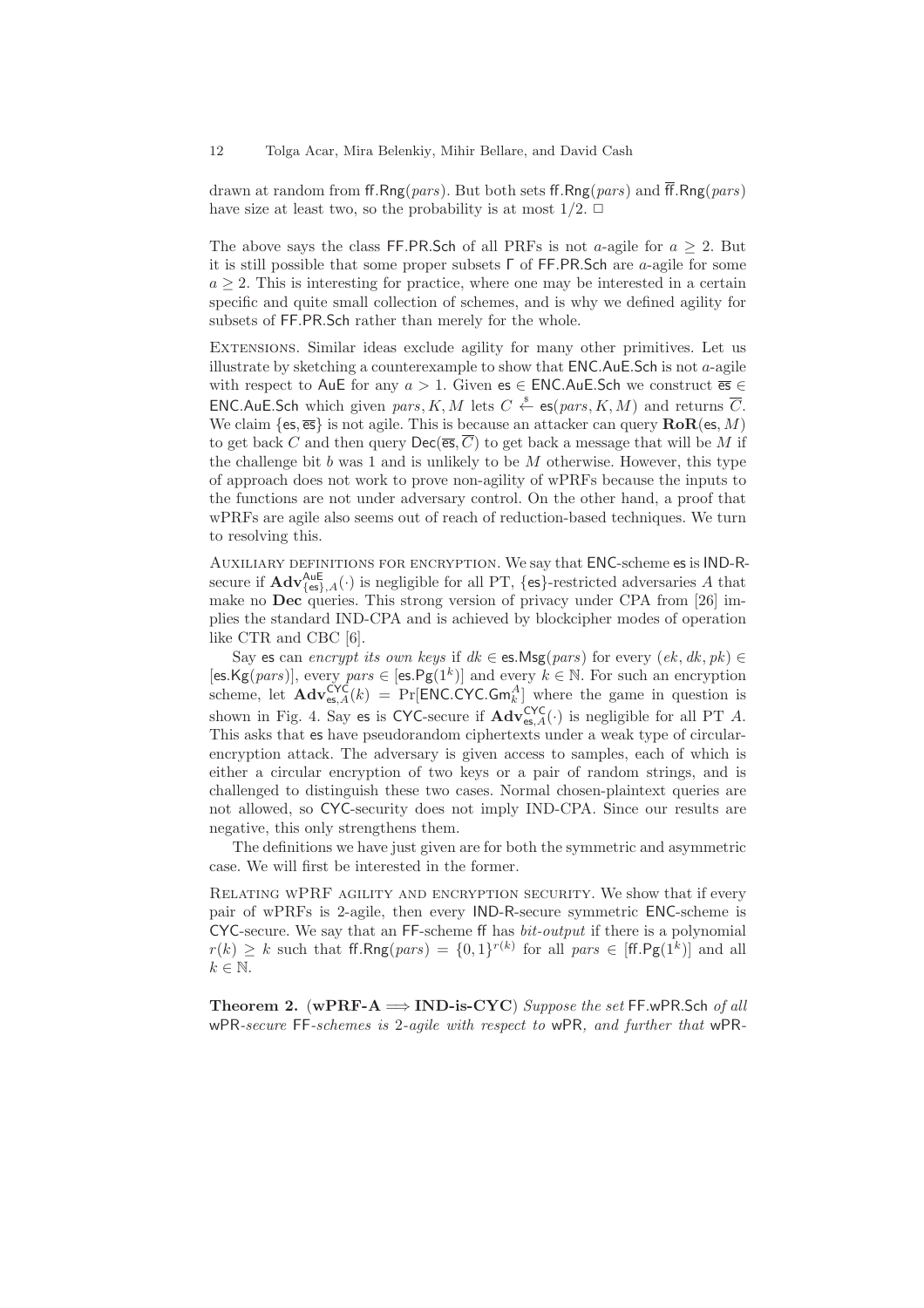drawn at random from $\mathsf{ff.Rng}(pars)$. But both sets $\mathsf{ff.Rng}(pars)$ and $\overline{\mathsf{ff}}.\mathsf{Rng}(pars)$ have size at least two, so the probability is at most $1/2$. □

The above says the class $\mathsf{FF.PR.Sch}$ of all PRFs is not $a$-agile for $a \geq 2$. But it is still possible that some proper subsets $\Gamma$ of $\mathsf{FF.PR.Sch}$ are $a$-agile for some $a \geq 2$. This is interesting for practice, where one may be interested in a certain specific and quite small collection of schemes, and is why we defined agility for subsets of $\mathsf{FF.PR.Sch}$ rather than merely for the whole.

Extensions. Similar ideas exclude agility for many other primitives. Let us illustrate by sketching a counterexample to show that $\mathsf{ENC.AuE.Sch}$ is not $a$-agile with respect to $\mathsf{AuE}$ for any $a > 1$. Given $\mathsf{es} \in \mathsf{ENC.AuE.Sch}$ we construct $\overline{\mathsf{es}} \in \mathsf{ENC.AuE.Sch}$ which given $pars, K, M$ lets $C \xleftarrow{\$} \mathsf{es}(pars, K, M)$ and returns $\overline{C}$. We claim $\{\mathsf{es}, \overline{\mathsf{es}}\}$ is not agile. This is because an attacker can query $\mathbf{RoR}(\mathsf{es}, M)$ to get back $C$ and then query $\mathsf{Dec}(\overline{\mathsf{es}}, \overline{C})$ to get back a message that will be $M$ if the challenge bit $b$ was 1 and is unlikely to be $M$ otherwise. However, this type of approach does not work to prove non-agility of wPRFs because the inputs to the functions are not under adversary control. On the other hand, a proof that wPRFs are agile also seems out of reach of reduction-based techniques. We turn to resolving this.

Auxiliary definitions for encryption. We say that $\mathsf{ENC}$-scheme $\mathsf{es}$ is $\mathsf{IND}$-$\mathsf{R}$-secure if $\mathbf{Adv}^{\mathsf{AuE}}_{\{\mathsf{es}\},A}(\cdot)$ is negligible for all PT, $\{\mathsf{es}\}$-restricted adversaries $A$ that make no $\mathbf{Dec}$ queries. This strong version of privacy under CPA from [26] implies the standard IND-CPA and is achieved by blockcipher modes of operation like CTR and CBC [6].

Say $\mathsf{es}$ can *encrypt its own keys* if $dk \in \mathsf{es.Msg}(pars)$ for every $(ek, dk, pk) \in [\mathsf{es.Kg}(pars)]$, every $pars \in [\mathsf{es.Pg}(1^k)]$ and every $k \in \mathbb{N}$. For such an encryption scheme, let $\mathbf{Adv}^{\mathsf{CYC}}_{\mathsf{es},A}(k) = \Pr[\mathsf{ENC.CYC.Gm}^A_k]$ where the game in question is shown in Fig. 4. Say $\mathsf{es}$ is $\mathsf{CYC}$-secure if $\mathbf{Adv}^{\mathsf{CYC}}_{\mathsf{es},A}(\cdot)$ is negligible for all PT $A$. This asks that $\mathsf{es}$ have pseudorandom ciphertexts under a weak type of circular-encryption attack. The adversary is given access to samples, each of which is either a circular encryption of two keys or a pair of random strings, and is challenged to distinguish these two cases. Normal chosen-plaintext queries are not allowed, so $\mathsf{CYC}$-security does not imply IND-CPA. Since our results are negative, this only strengthens them.

The definitions we have just given are for both the symmetric and asymmetric case. We will first be interested in the former.

Relating wPRF agility and encryption security. We show that if every pair of wPRFs is 2-agile, then every $\mathsf{IND}$-$\mathsf{R}$-secure symmetric $\mathsf{ENC}$-scheme is $\mathsf{CYC}$-secure. We say that an $\mathsf{FF}$-scheme $\mathsf{ff}$ has *bit-output* if there is a polynomial $r(k) \geq k$ such that $\mathsf{ff.Rng}(pars) = \{0,1\}^{r(k)}$ for all $pars \in [\mathsf{ff.Pg}(1^k)]$ and all $k \in \mathbb{N}$.

**Theorem 2.** **(wPRF-A $\Longrightarrow$ IND-is-CYC)** *Suppose the set* $\mathsf{FF.wPR.Sch}$ *of all* $\mathsf{wPR}$*-secure* $\mathsf{FF}$*-schemes is* 2*-agile with respect to* $\mathsf{wPR}$*, and further that* $\mathsf{wPR}$*-*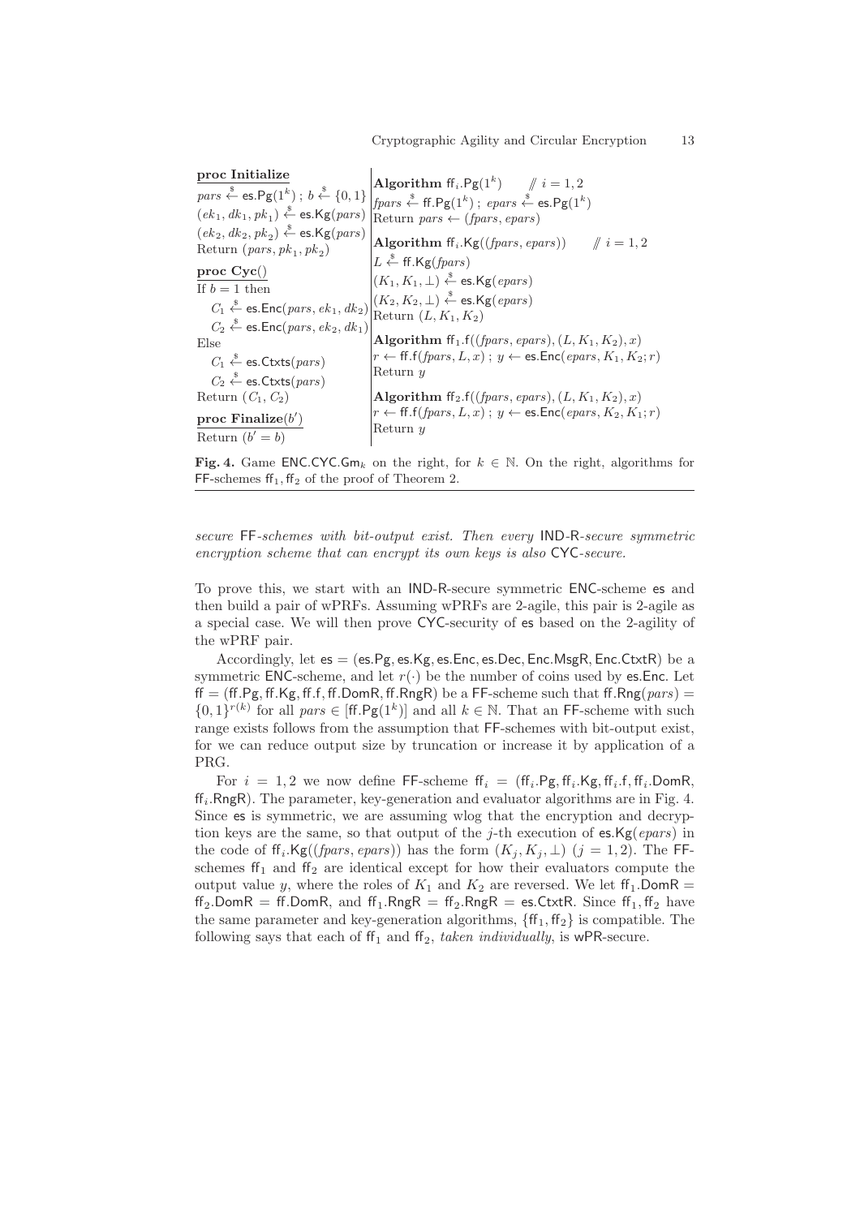```
proc Initialize
pars ←$ es.Pg(1^k) ; b ←$ {0,1}
(ek_1, dk_1, pk_1) ←$ es.Kg(pars)
(ek_2, dk_2, pk_2) ←$ es.Kg(pars)
Return (pars, pk_1, pk_2)

proc Cyc()
If b = 1 then
  C_1 ←$ es.Enc(pars, ek_1, dk_2)
  C_2 ←$ es.Enc(pars, ek_2, dk_1)
Else
  C_1 ←$ es.Ctxts(pars)
  C_2 ←$ es.Ctxts(pars)
Return (C_1, C_2)

proc Finalize(b')
Return (b' = b)
```

```
Algorithm ff_i.Pg(1^k)     // i = 1,2
fpars ←$ ff.Pg(1^k) ; epars ←$ es.Pg(1^k)
Return pars ← (fpars, epars)

Algorithm ff_i.Kg((fpars, epars))     // i = 1,2
L ←$ ff.Kg(fpars)
(K_1, K_1, ⊥) ←$ es.Kg(epars)
(K_2, K_2, ⊥) ←$ es.Kg(epars)
Return (L, K_1, K_2)

Algorithm ff_1.f((fpars, epars), (L, K_1, K_2), x)
r ← ff.f(fpars, L, x) ; y ← es.Enc(epars, K_1, K_2; r)
Return y

Algorithm ff_2.f((fpars, epars), (L, K_1, K_2), x)
r ← ff.f(fpars, L, x) ; y ← es.Enc(epars, K_2, K_1; r)
Return y
```

**Fig. 4.** Game $\mathsf{ENC.CYC.Gm}_k$ on the right, for $k \in \mathbb{N}$. On the right, algorithms for $\mathsf{FF}$-schemes $\mathsf{ff}_1, \mathsf{ff}_2$ of the proof of Theorem 2.

*secure* $\mathsf{FF}$*-schemes with bit-output exist. Then every* $\mathsf{IND\text{-}R}$*-secure symmetric encryption scheme that can encrypt its own keys is also* $\mathsf{CYC}$*-secure.*

To prove this, we start with an $\mathsf{IND\text{-}R}$-secure symmetric $\mathsf{ENC}$-scheme $\mathsf{es}$ and then build a pair of wPRFs. Assuming wPRFs are 2-agile, this pair is 2-agile as a special case. We will then prove $\mathsf{CYC}$-security of $\mathsf{es}$ based on the 2-agility of the wPRF pair.

Accordingly, let $\mathsf{es} = (\mathsf{es.Pg}, \mathsf{es.Kg}, \mathsf{es.Enc}, \mathsf{es.Dec}, \mathsf{Enc.MsgR}, \mathsf{Enc.CtxtR})$ be a symmetric $\mathsf{ENC}$-scheme, and let $r(\cdot)$ be the number of coins used by $\mathsf{es.Enc}$. Let $\mathsf{ff} = (\mathsf{ff.Pg}, \mathsf{ff.Kg}, \mathsf{ff.f}, \mathsf{ff.DomR}, \mathsf{ff.RngR})$ be a $\mathsf{FF}$-scheme such that $\mathsf{ff.Rng}(pars) = \{0,1\}^{r(k)}$ for all $pars \in [\mathsf{ff.Pg}(1^k)]$ and all $k \in \mathbb{N}$. That an $\mathsf{FF}$-scheme with such range exists follows from the assumption that $\mathsf{FF}$-schemes with bit-output exist, for we can reduce output size by truncation or increase it by application of a PRG.

For $i = 1, 2$ we now define $\mathsf{FF}$-scheme $\mathsf{ff}_i = (\mathsf{ff}_i.\mathsf{Pg}, \mathsf{ff}_i.\mathsf{Kg}, \mathsf{ff}_i.\mathsf{f}, \mathsf{ff}_i.\mathsf{DomR}, \mathsf{ff}_i.\mathsf{RngR})$. The parameter, key-generation and evaluator algorithms are in Fig. 4. Since $\mathsf{es}$ is symmetric, we are assuming wlog that the encryption and decryption keys are the same, so that output of the $j$-th execution of $\mathsf{es.Kg}(epars)$ in the code of $\mathsf{ff}_i.\mathsf{Kg}((fpars, epars))$ has the form $(K_j, K_j, \bot)$ $(j = 1, 2)$. The $\mathsf{FF}$-schemes $\mathsf{ff}_1$ and $\mathsf{ff}_2$ are identical except for how their evaluators compute the output value $y$, where the roles of $K_1$ and $K_2$ are reversed. We let $\mathsf{ff}_1.\mathsf{DomR} = \mathsf{ff}_2.\mathsf{DomR} = \mathsf{ff.DomR}$, and $\mathsf{ff}_1.\mathsf{RngR} = \mathsf{ff}_2.\mathsf{RngR} = \mathsf{es.CtxtR}$. Since $\mathsf{ff}_1, \mathsf{ff}_2$ have the same parameter and key-generation algorithms, $\{\mathsf{ff}_1, \mathsf{ff}_2\}$ is compatible. The following says that each of $\mathsf{ff}_1$ and $\mathsf{ff}_2$, *taken individually*, is $\mathsf{wPR}$-secure.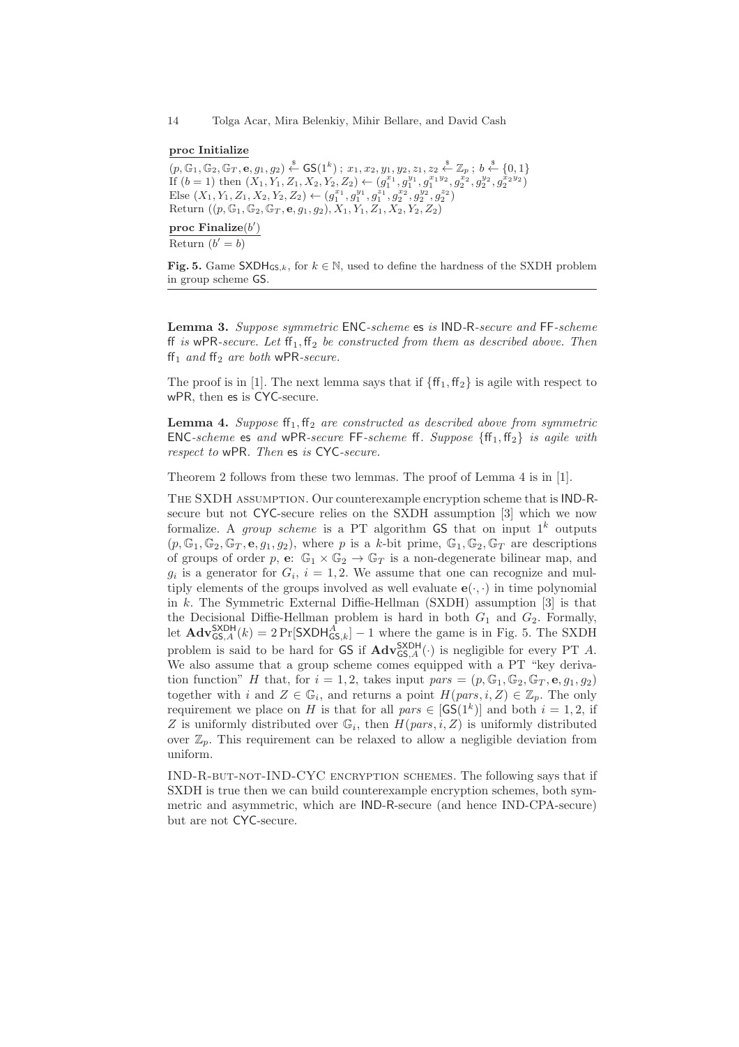**proc Initialize**

$(p, \mathbb{G}_1, \mathbb{G}_2, \mathbb{G}_T, \mathbf{e}, g_1, g_2) \stackrel{\$}{\leftarrow} \mathsf{GS}(1^k)$ ; $x_1, x_2, y_1, y_2, z_1, z_2 \stackrel{\$}{\leftarrow} \mathbb{Z}_p$ ; $b \stackrel{\$}{\leftarrow} \{0,1\}$
If $(b = 1)$ then $(X_1, Y_1, Z_1, X_2, Y_2, Z_2) \leftarrow (g_1^{x_1}, g_1^{y_1}, g_1^{x_1 y_2}, g_2^{x_2}, g_2^{y_2}, g_2^{x_2 y_2})$
Else $(X_1, Y_1, Z_1, X_2, Y_2, Z_2) \leftarrow (g_1^{x_1}, g_1^{y_1}, g_1^{z_1}, g_2^{x_2}, g_2^{y_2}, g_2^{z_2})$
Return $((p, \mathbb{G}_1, \mathbb{G}_2, \mathbb{G}_T, \mathbf{e}, g_1, g_2), X_1, Y_1, Z_1, X_2, Y_2, Z_2)$

**proc Finalize**$(b')$

Return $(b' = b)$

**Fig. 5.** Game $\mathsf{SXDH}_{\mathsf{GS},k}$, for $k \in \mathbb{N}$, used to define the hardness of the SXDH problem in group scheme GS.

**Lemma 3.** *Suppose symmetric* ENC*-scheme* es *is* IND-R*-secure and* FF*-scheme* ff *is* wPR*-secure. Let* $\mathsf{ff}_1, \mathsf{ff}_2$ *be constructed from them as described above. Then* $\mathsf{ff}_1$ *and* $\mathsf{ff}_2$ *are both* wPR*-secure.*

The proof is in [1]. The next lemma says that if $\{\mathsf{ff}_1, \mathsf{ff}_2\}$ is agile with respect to wPR, then es is CYC-secure.

**Lemma 4.** *Suppose* $\mathsf{ff}_1, \mathsf{ff}_2$ *are constructed as described above from symmetric* ENC*-scheme* es *and* wPR*-secure* FF*-scheme* ff*. Suppose* $\{\mathsf{ff}_1, \mathsf{ff}_2\}$ *is agile with respect to* wPR*. Then* es *is* CYC*-secure.*

Theorem 2 follows from these two lemmas. The proof of Lemma 4 is in [1].

THE SXDH ASSUMPTION. Our counterexample encryption scheme that is IND-R-secure but not CYC-secure relies on the SXDH assumption [3] which we now formalize. A *group scheme* is a PT algorithm GS that on input $1^k$ outputs $(p, \mathbb{G}_1, \mathbb{G}_2, \mathbb{G}_T, \mathbf{e}, g_1, g_2)$, where $p$ is a $k$-bit prime, $\mathbb{G}_1, \mathbb{G}_2, \mathbb{G}_T$ are descriptions of groups of order $p$, $\mathbf{e}$: $\mathbb{G}_1 \times \mathbb{G}_2 \to \mathbb{G}_T$ is a non-degenerate bilinear map, and $g_i$ is a generator for $G_i$, $i = 1, 2$. We assume that one can recognize and multiply elements of the groups involved as well evaluate $\mathbf{e}(\cdot, \cdot)$ in time polynomial in $k$. The Symmetric External Diffie-Hellman (SXDH) assumption [3] is that the Decisional Diffie-Hellman problem is hard in both $G_1$ and $G_2$. Formally, let $\mathbf{Adv}^{\mathsf{SXDH}}_{\mathsf{GS},A}(k) = 2\Pr[\mathsf{SXDH}^A_{\mathsf{GS},k}] - 1$ where the game is in Fig. 5. The SXDH problem is said to be hard for GS if $\mathbf{Adv}^{\mathsf{SXDH}}_{\mathsf{GS},A}(\cdot)$ is negligible for every PT $A$. We also assume that a group scheme comes equipped with a PT "key derivation function" $H$ that, for $i = 1, 2$, takes input $pars = (p, \mathbb{G}_1, \mathbb{G}_2, \mathbb{G}_T, \mathbf{e}, g_1, g_2)$ together with $i$ and $Z \in \mathbb{G}_i$, and returns a point $H(pars, i, Z) \in \mathbb{Z}_p$. The only requirement we place on $H$ is that for all $pars \in [\mathsf{GS}(1^k)]$ and both $i = 1, 2$, if $Z$ is uniformly distributed over $\mathbb{G}_i$, then $H(pars, i, Z)$ is uniformly distributed over $\mathbb{Z}_p$. This requirement can be relaxed to allow a negligible deviation from uniform.

IND-R-BUT-NOT-IND-CYC ENCRYPTION SCHEMES. The following says that if SXDH is true then we can build counterexample encryption schemes, both symmetric and asymmetric, which are IND-R-secure (and hence IND-CPA-secure) but are not CYC-secure.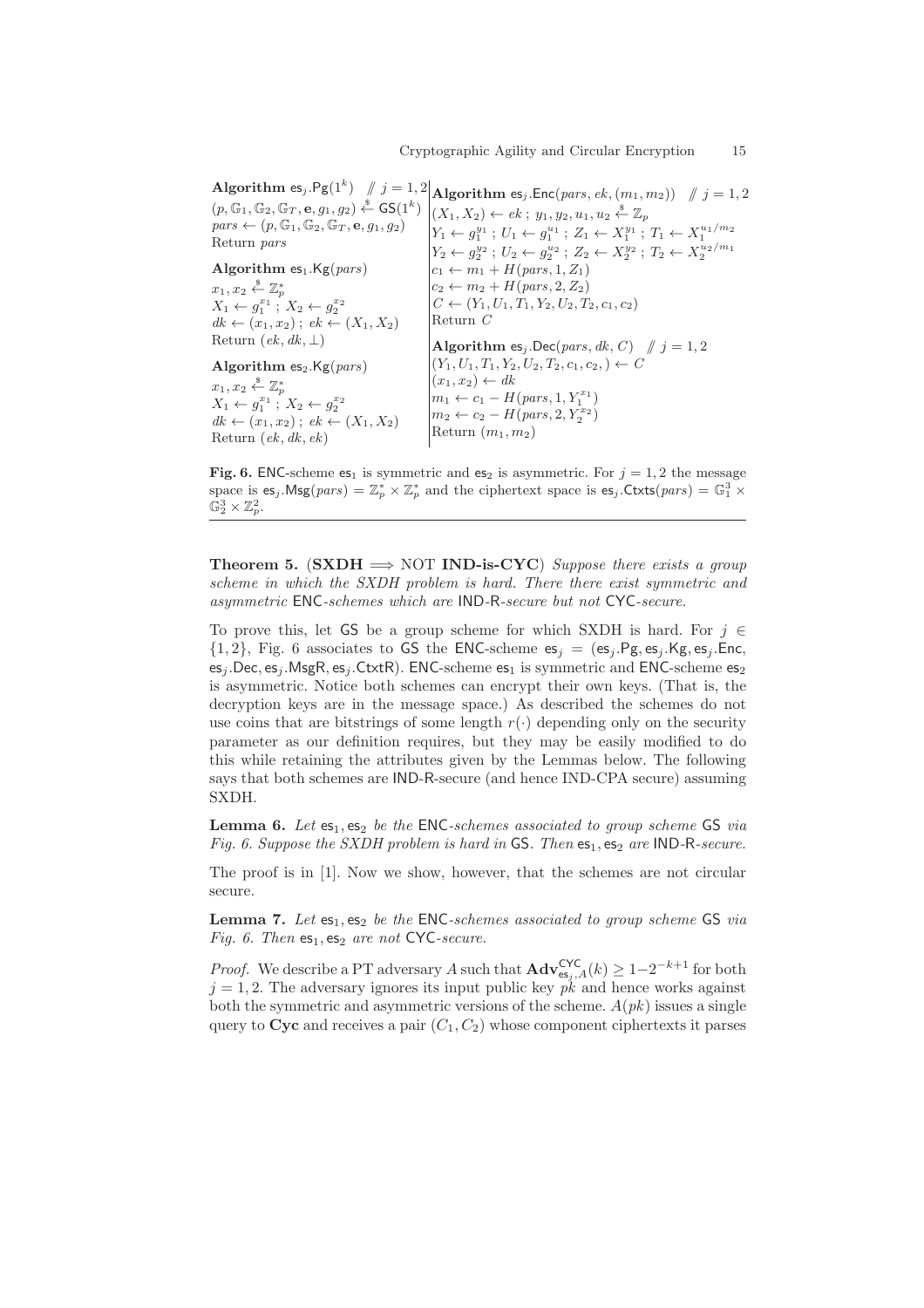**Algorithm** $\mathsf{es}_j.\mathsf{Pg}(1^k)$ // $j = 1, 2$
$(p, \mathbb{G}_1, \mathbb{G}_2, \mathbb{G}_T, \mathbf{e}, g_1, g_2) \xleftarrow{\$} \mathsf{GS}(1^k)$
$pars \leftarrow (p, \mathbb{G}_1, \mathbb{G}_2, \mathbb{G}_T, \mathbf{e}, g_1, g_2)$
Return $pars$

**Algorithm** $\mathsf{es}_1.\mathsf{Kg}(pars)$
$x_1, x_2 \xleftarrow{\$} \mathbb{Z}_p^*$
$X_1 \leftarrow g_1^{x_1}$ ; $X_2 \leftarrow g_2^{x_2}$
$dk \leftarrow (x_1, x_2)$ ; $ek \leftarrow (X_1, X_2)$
Return $(ek, dk, \perp)$

**Algorithm** $\mathsf{es}_2.\mathsf{Kg}(pars)$
$x_1, x_2 \xleftarrow{\$} \mathbb{Z}_p^*$
$X_1 \leftarrow g_1^{x_1}$ ; $X_2 \leftarrow g_2^{x_2}$
$dk \leftarrow (x_1, x_2)$ ; $ek \leftarrow (X_1, X_2)$
Return $(ek, dk, ek)$

**Algorithm** $\mathsf{es}_j.\mathsf{Enc}(pars, ek, (m_1, m_2))$ // $j = 1, 2$
$(X_1, X_2) \leftarrow ek$ ; $y_1, y_2, u_1, u_2 \xleftarrow{\$} \mathbb{Z}_p$
$Y_1 \leftarrow g_1^{y_1}$ ; $U_1 \leftarrow g_1^{u_1}$ ; $Z_1 \leftarrow X_1^{y_1}$ ; $T_1 \leftarrow X_1^{u_1/m_2}$
$Y_2 \leftarrow g_2^{y_2}$ ; $U_2 \leftarrow g_2^{u_2}$ ; $Z_2 \leftarrow X_2^{y_2}$ ; $T_2 \leftarrow X_2^{u_2/m_1}$
$c_1 \leftarrow m_1 + H(pars, 1, Z_1)$
$c_2 \leftarrow m_2 + H(pars, 2, Z_2)$
$C \leftarrow (Y_1, U_1, T_1, Y_2, U_2, T_2, c_1, c_2)$
Return $C$

**Algorithm** $\mathsf{es}_j.\mathsf{Dec}(pars, dk, C)$ // $j = 1, 2$
$(Y_1, U_1, T_1, Y_2, U_2, T_2, c_1, c_2,) \leftarrow C$
$(x_1, x_2) \leftarrow dk$
$m_1 \leftarrow c_1 - H(pars, 1, Y_1^{x_1})$
$m_2 \leftarrow c_2 - H(pars, 2, Y_2^{x_2})$
Return $(m_1, m_2)$

**Fig. 6.** $\mathsf{ENC}$-scheme $\mathsf{es}_1$ is symmetric and $\mathsf{es}_2$ is asymmetric. For $j = 1, 2$ the message space is $\mathsf{es}_j.\mathsf{Msg}(pars) = \mathbb{Z}_p^* \times \mathbb{Z}_p^*$ and the ciphertext space is $\mathsf{es}_j.\mathsf{Ctxts}(pars) = \mathbb{G}_1^3 \times \mathbb{G}_2^3 \times \mathbb{Z}_p^2$.

**Theorem 5.** (**SXDH** $\Longrightarrow$ NOT **IND-is-CYC**) *Suppose there exists a group scheme in which the SXDH problem is hard. There there exist symmetric and asymmetric* $\mathsf{ENC}$*-schemes which are* $\mathsf{IND}$-$\mathsf{R}$*-secure but not* $\mathsf{CYC}$*-secure.*

To prove this, let $\mathsf{GS}$ be a group scheme for which SXDH is hard. For $j \in \{1, 2\}$, Fig. 6 associates to $\mathsf{GS}$ the $\mathsf{ENC}$-scheme $\mathsf{es}_j = (\mathsf{es}_j.\mathsf{Pg}, \mathsf{es}_j.\mathsf{Kg}, \mathsf{es}_j.\mathsf{Enc}, \mathsf{es}_j.\mathsf{Dec}, \mathsf{es}_j.\mathsf{MsgR}, \mathsf{es}_j.\mathsf{CtxtR})$. $\mathsf{ENC}$-scheme $\mathsf{es}_1$ is symmetric and $\mathsf{ENC}$-scheme $\mathsf{es}_2$ is asymmetric. Notice both schemes can encrypt their own keys. (That is, the decryption keys are in the message space.) As described the schemes do not use coins that are bitstrings of some length $r(\cdot)$ depending only on the security parameter as our definition requires, but they may be easily modified to do this while retaining the attributes given by the Lemmas below. The following says that both schemes are $\mathsf{IND}$-$\mathsf{R}$-secure (and hence IND-CPA secure) assuming SXDH.

**Lemma 6.** *Let* $\mathsf{es}_1, \mathsf{es}_2$ *be the* $\mathsf{ENC}$*-schemes associated to group scheme* $\mathsf{GS}$ *via Fig. 6. Suppose the SXDH problem is hard in* $\mathsf{GS}$*. Then* $\mathsf{es}_1, \mathsf{es}_2$ *are* $\mathsf{IND}$-$\mathsf{R}$*-secure.*

The proof is in [1]. Now we show, however, that the schemes are not circular secure.

**Lemma 7.** *Let* $\mathsf{es}_1, \mathsf{es}_2$ *be the* $\mathsf{ENC}$*-schemes associated to group scheme* $\mathsf{GS}$ *via Fig. 6. Then* $\mathsf{es}_1, \mathsf{es}_2$ *are not* $\mathsf{CYC}$*-secure.*

*Proof.* We describe a PT adversary $A$ such that $\mathbf{Adv}^{\mathsf{CYC}}_{\mathsf{es}_j, A}(k) \geq 1 - 2^{-k+1}$ for both $j = 1, 2$. The adversary ignores its input public key $pk$ and hence works against both the symmetric and asymmetric versions of the scheme. $A(pk)$ issues a single query to **Cyc** and receives a pair $(C_1, C_2)$ whose component ciphertexts it parses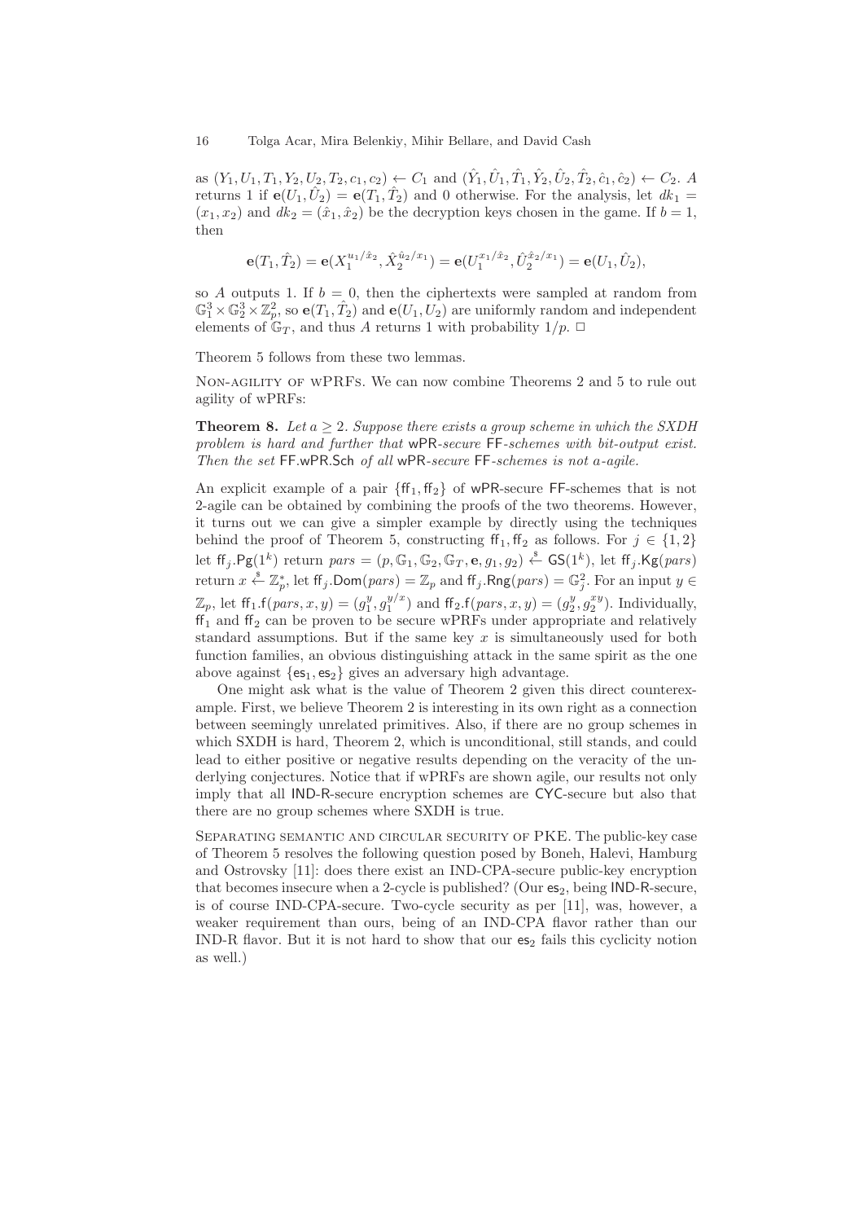as $(Y_1, U_1, T_1, Y_2, U_2, T_2, c_1, c_2) \leftarrow C_1$ and $(\hat{Y}_1, \hat{U}_1, \hat{T}_1, \hat{Y}_2, \hat{U}_2, \hat{T}_2, \hat{c}_1, \hat{c}_2) \leftarrow C_2$. $A$ returns 1 if $\mathbf{e}(U_1, \hat{U}_2) = \mathbf{e}(T_1, \hat{T}_2)$ and 0 otherwise. For the analysis, let $dk_1 = (x_1, x_2)$ and $dk_2 = (\hat{x}_1, \hat{x}_2)$ be the decryption keys chosen in the game. If $b = 1$, then

$$\mathbf{e}(T_1, \hat{T}_2) = \mathbf{e}(X_1^{u_1/\hat{x}_2}, \hat{X}_2^{\hat{u}_2/x_1}) = \mathbf{e}(U_1^{x_1/\hat{x}_2}, \hat{U}_2^{\hat{x}_2/x_1}) = \mathbf{e}(U_1, \hat{U}_2),$$

so $A$ outputs 1. If $b = 0$, then the ciphertexts were sampled at random from $\mathbb{G}_1^3 \times \mathbb{G}_2^3 \times \mathbb{Z}_p^2$, so $\mathbf{e}(T_1, \hat{T}_2)$ and $\mathbf{e}(U_1, U_2)$ are uniformly random and independent elements of $\mathbb{G}_T$, and thus $A$ returns 1 with probability $1/p$. □

Theorem 5 follows from these two lemmas.

Non-agility of wPRFs. We can now combine Theorems 2 and 5 to rule out agility of wPRFs:

**Theorem 8.** *Let $a \geq 2$. Suppose there exists a group scheme in which the SXDH problem is hard and further that* wPR*-secure* FF*-schemes with bit-output exist. Then the set* FF.wPR.Sch *of all* wPR*-secure* FF*-schemes is not $a$-agile.*

An explicit example of a pair $\{\mathsf{ff}_1, \mathsf{ff}_2\}$ of wPR-secure FF-schemes that is not 2-agile can be obtained by combining the proofs of the two theorems. However, it turns out we can give a simpler example by directly using the techniques behind the proof of Theorem 5, constructing $\mathsf{ff}_1, \mathsf{ff}_2$ as follows. For $j \in \{1, 2\}$ let $\mathsf{ff}_j.\mathsf{Pg}(1^k)$ return $pars = (p, \mathbb{G}_1, \mathbb{G}_2, \mathbb{G}_T, \mathbf{e}, g_1, g_2) \xleftarrow{\$} \mathsf{GS}(1^k)$, let $\mathsf{ff}_j.\mathsf{Kg}(pars)$ return $x \xleftarrow{\$} \mathbb{Z}_p^*$, let $\mathsf{ff}_j.\mathsf{Dom}(pars) = \mathbb{Z}_p$ and $\mathsf{ff}_j.\mathsf{Rng}(pars) = \mathbb{G}_j^2$. For an input $y \in \mathbb{Z}_p$, let $\mathsf{ff}_1.\mathsf{f}(pars, x, y) = (g_1^y, g_1^{y/x})$ and $\mathsf{ff}_2.\mathsf{f}(pars, x, y) = (g_2^y, g_2^{xy})$. Individually, $\mathsf{ff}_1$ and $\mathsf{ff}_2$ can be proven to be secure wPRFs under appropriate and relatively standard assumptions. But if the same key $x$ is simultaneously used for both function families, an obvious distinguishing attack in the same spirit as the one above against $\{\mathsf{es}_1, \mathsf{es}_2\}$ gives an adversary high advantage.

One might ask what is the value of Theorem 2 given this direct counterexample. First, we believe Theorem 2 is interesting in its own right as a connection between seemingly unrelated primitives. Also, if there are no group schemes in which SXDH is hard, Theorem 2, which is unconditional, still stands, and could lead to either positive or negative results depending on the veracity of the underlying conjectures. Notice that if wPRFs are shown agile, our results not only imply that all IND-R-secure encryption schemes are CYC-secure but also that there are no group schemes where SXDH is true.

Separating semantic and circular security of PKE. The public-key case of Theorem 5 resolves the following question posed by Boneh, Halevi, Hamburg and Ostrovsky [11]: does there exist an IND-CPA-secure public-key encryption that becomes insecure when a 2-cycle is published? (Our $\mathsf{es}_2$, being IND-R-secure, is of course IND-CPA-secure. Two-cycle security as per [11], was, however, a weaker requirement than ours, being of an IND-CPA flavor rather than our IND-R flavor. But it is not hard to show that our $\mathsf{es}_2$ fails this cyclicity notion as well.)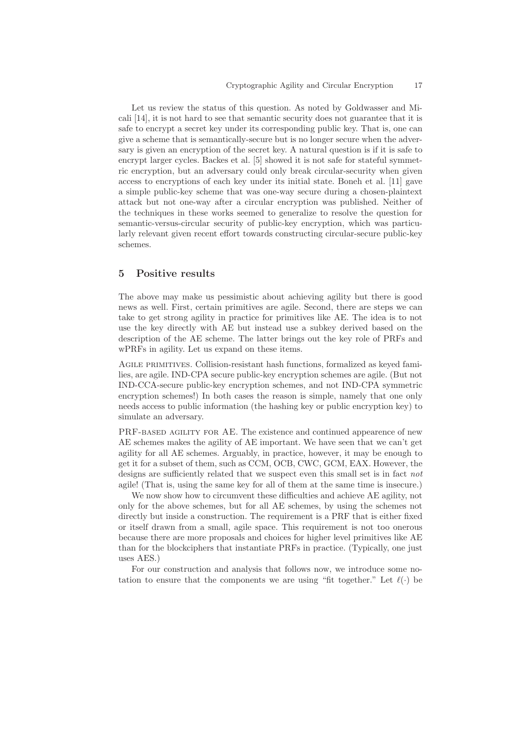Let us review the status of this question. As noted by Goldwasser and Micali [14], it is not hard to see that semantic security does not guarantee that it is safe to encrypt a secret key under its corresponding public key. That is, one can give a scheme that is semantically-secure but is no longer secure when the adversary is given an encryption of the secret key. A natural question is if it is safe to encrypt larger cycles. Backes et al. [5] showed it is not safe for stateful symmetric encryption, but an adversary could only break circular-security when given access to encryptions of each key under its initial state. Boneh et al. [11] gave a simple public-key scheme that was one-way secure during a chosen-plaintext attack but not one-way after a circular encryption was published. Neither of the techniques in these works seemed to generalize to resolve the question for semantic-versus-circular security of public-key encryption, which was particularly relevant given recent effort towards constructing circular-secure public-key schemes.

## 5 Positive results

The above may make us pessimistic about achieving agility but there is good news as well. First, certain primitives are agile. Second, there are steps we can take to get strong agility in practice for primitives like AE. The idea is to not use the key directly with AE but instead use a subkey derived based on the description of the AE scheme. The latter brings out the key role of PRFs and wPRFs in agility. Let us expand on these items.

Agile primitives. Collision-resistant hash functions, formalized as keyed families, are agile. IND-CPA secure public-key encryption schemes are agile. (But not IND-CCA-secure public-key encryption schemes, and not IND-CPA symmetric encryption schemes!) In both cases the reason is simple, namely that one only needs access to public information (the hashing key or public encryption key) to simulate an adversary.

PRF-based agility for AE. The existence and continued appearence of new AE schemes makes the agility of AE important. We have seen that we can't get agility for all AE schemes. Arguably, in practice, however, it may be enough to get it for a subset of them, such as CCM, OCB, CWC, GCM, EAX. However, the designs are sufficiently related that we suspect even this small set is in fact *not* agile! (That is, using the same key for all of them at the same time is insecure.)

We now show how to circumvent these difficulties and achieve AE agility, not only for the above schemes, but for all AE schemes, by using the schemes not directly but inside a construction. The requirement is a PRF that is either fixed or itself drawn from a small, agile space. This requirement is not too onerous because there are more proposals and choices for higher level primitives like AE than for the blockciphers that instantiate PRFs in practice. (Typically, one just uses AES.)

For our construction and analysis that follows now, we introduce some notation to ensure that the components we are using "fit together." Let $\ell(\cdot)$ be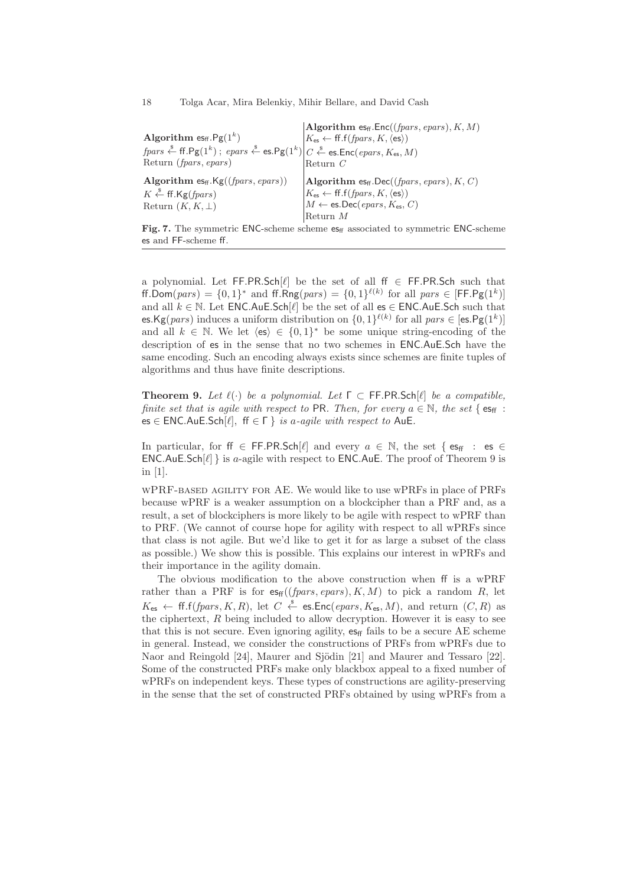**Algorithm** $\mathsf{es_{ff}.Pg}(1^k)$
$fpars \xleftarrow{\$} \mathsf{ff.Pg}(1^k)$ ; $epars \xleftarrow{\$} \mathsf{es.Pg}(1^k)$
Return $(fpars, epars)$

**Algorithm** $\mathsf{es_{ff}.Kg}((fpars, epars))$
$K \xleftarrow{\$} \mathsf{ff.Kg}(fpars)$
Return $(K, K, \bot)$

**Algorithm** $\mathsf{es_{ff}.Enc}((fpars, epars), K, M)$
$K_{\mathsf{es}} \leftarrow \mathsf{ff.f}(fpars, K, \langle \mathsf{es} \rangle)$
$C \xleftarrow{\$} \mathsf{es.Enc}(epars, K_{\mathsf{es}}, M)$
Return $C$

**Algorithm** $\mathsf{es_{ff}.Dec}((fpars, epars), K, C)$
$K_{\mathsf{es}} \leftarrow \mathsf{ff.f}(fpars, K, \langle \mathsf{es} \rangle)$
$M \leftarrow \mathsf{es.Dec}(epars, K_{\mathsf{es}}, C)$
Return $M$

**Fig. 7.** The symmetric ENC-scheme scheme $\mathsf{es_{ff}}$ associated to symmetric ENC-scheme es and FF-scheme ff.

a polynomial. Let $\mathsf{FF.PR.Sch}[\ell]$ be the set of all $\mathsf{ff} \in \mathsf{FF.PR.Sch}$ such that $\mathsf{ff.Dom}(pars) = \{0,1\}^*$ and $\mathsf{ff.Rng}(pars) = \{0,1\}^{\ell(k)}$ for all $pars \in [\mathsf{FF.Pg}(1^k)]$ and all $k \in \mathbb{N}$. Let $\mathsf{ENC.AuE.Sch}[\ell]$ be the set of all $\mathsf{es} \in \mathsf{ENC.AuE.Sch}$ such that $\mathsf{es.Kg}(pars)$ induces a uniform distribution on $\{0,1\}^{\ell(k)}$ for all $pars \in [\mathsf{es.Pg}(1^k)]$ and all $k \in \mathbb{N}$. We let $\langle \mathsf{es} \rangle \in \{0,1\}^*$ be some unique string-encoding of the description of es in the sense that no two schemes in ENC.AuE.Sch have the same encoding. Such an encoding always exists since schemes are finite tuples of algorithms and thus have finite descriptions.

**Theorem 9.** *Let $\ell(\cdot)$ be a polynomial. Let $\Gamma \subset \mathsf{FF.PR.Sch}[\ell]$ be a compatible, finite set that is agile with respect to* PR. *Then, for every $a \in \mathbb{N}$, the set $\{ \mathsf{es_{ff}} : \mathsf{es} \in \mathsf{ENC.AuE.Sch}[\ell],\ \mathsf{ff} \in \Gamma \}$ is a-agile with respect to* AuE.

In particular, for $\mathsf{ff} \in \mathsf{FF.PR.Sch}[\ell]$ and every $a \in \mathbb{N}$, the set $\{ \mathsf{es_{ff}} : \mathsf{es} \in \mathsf{ENC.AuE.Sch}[\ell] \}$ is $a$-agile with respect to ENC.AuE. The proof of Theorem 9 is in [1].

WPRF-BASED AGILITY FOR AE. We would like to use wPRFs in place of PRFs because wPRF is a weaker assumption on a blockcipher than a PRF and, as a result, a set of blockciphers is more likely to be agile with respect to wPRF than to PRF. (We cannot of course hope for agility with respect to all wPRFs since that class is not agile. But we'd like to get it for as large a subset of the class as possible.) We show this is possible. This explains our interest in wPRFs and their importance in the agility domain.

The obvious modification to the above construction when ff is a wPRF rather than a PRF is for $\mathsf{es_{ff}}((fpars, epars), K, M)$ to pick a random $R$, let $K_{\mathsf{es}} \leftarrow \mathsf{ff.f}(fpars, K, R)$, let $C \xleftarrow{\$} \mathsf{es.Enc}(epars, K_{\mathsf{es}}, M)$, and return $(C, R)$ as the ciphertext, $R$ being included to allow decryption. However it is easy to see that this is not secure. Even ignoring agility, $\mathsf{es_{ff}}$ fails to be a secure AE scheme in general. Instead, we consider the constructions of PRFs from wPRFs due to Naor and Reingold [24], Maurer and Sjödin [21] and Maurer and Tessaro [22]. Some of the constructed PRFs make only blackbox appeal to a fixed number of wPRFs on independent keys. These types of constructions are agility-preserving in the sense that the set of constructed PRFs obtained by using wPRFs from a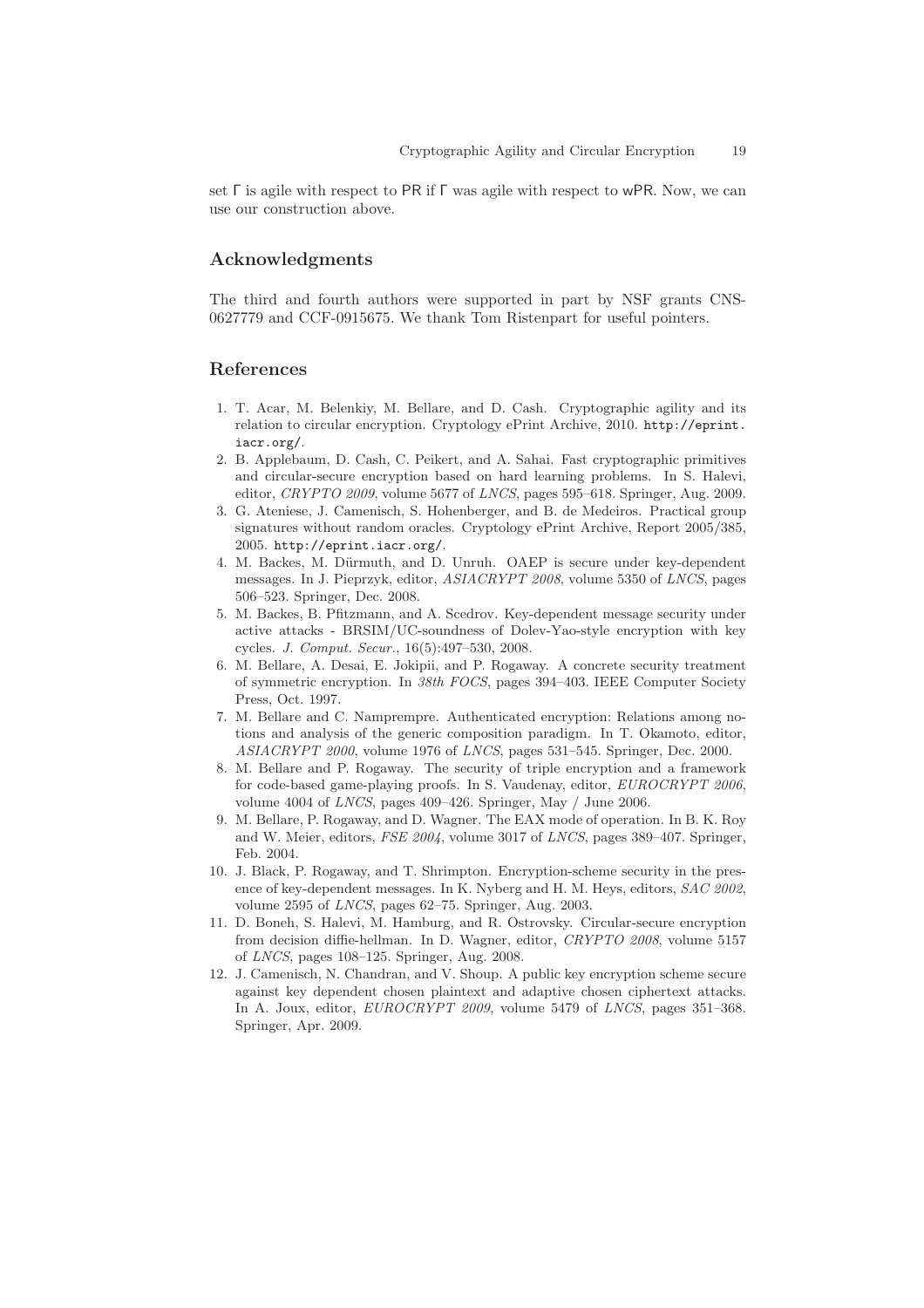set $\mathsf{\Gamma}$ is agile with respect to $\mathsf{PR}$ if $\mathsf{\Gamma}$ was agile with respect to $\mathsf{wPR}$. Now, we can use our construction above.

## Acknowledgments

The third and fourth authors were supported in part by NSF grants CNS-0627779 and CCF-0915675. We thank Tom Ristenpart for useful pointers.

## References

1. T. Acar, M. Belenkiy, M. Bellare, and D. Cash. Cryptographic agility and its relation to circular encryption. Cryptology ePrint Archive, 2010. `http://eprint.iacr.org/`.
2. B. Applebaum, D. Cash, C. Peikert, and A. Sahai. Fast cryptographic primitives and circular-secure encryption based on hard learning problems. In S. Halevi, editor, *CRYPTO 2009*, volume 5677 of *LNCS*, pages 595–618. Springer, Aug. 2009.
3. G. Ateniese, J. Camenisch, S. Hohenberger, and B. de Medeiros. Practical group signatures without random oracles. Cryptology ePrint Archive, Report 2005/385, 2005. `http://eprint.iacr.org/`.
4. M. Backes, M. Dürmuth, and D. Unruh. OAEP is secure under key-dependent messages. In J. Pieprzyk, editor, *ASIACRYPT 2008*, volume 5350 of *LNCS*, pages 506–523. Springer, Dec. 2008.
5. M. Backes, B. Pfitzmann, and A. Scedrov. Key-dependent message security under active attacks - BRSIM/UC-soundness of Dolev-Yao-style encryption with key cycles. *J. Comput. Secur.*, 16(5):497–530, 2008.
6. M. Bellare, A. Desai, E. Jokipii, and P. Rogaway. A concrete security treatment of symmetric encryption. In *38th FOCS*, pages 394–403. IEEE Computer Society Press, Oct. 1997.
7. M. Bellare and C. Namprempre. Authenticated encryption: Relations among notions and analysis of the generic composition paradigm. In T. Okamoto, editor, *ASIACRYPT 2000*, volume 1976 of *LNCS*, pages 531–545. Springer, Dec. 2000.
8. M. Bellare and P. Rogaway. The security of triple encryption and a framework for code-based game-playing proofs. In S. Vaudenay, editor, *EUROCRYPT 2006*, volume 4004 of *LNCS*, pages 409–426. Springer, May / June 2006.
9. M. Bellare, P. Rogaway, and D. Wagner. The EAX mode of operation. In B. K. Roy and W. Meier, editors, *FSE 2004*, volume 3017 of *LNCS*, pages 389–407. Springer, Feb. 2004.
10. J. Black, P. Rogaway, and T. Shrimpton. Encryption-scheme security in the presence of key-dependent messages. In K. Nyberg and H. M. Heys, editors, *SAC 2002*, volume 2595 of *LNCS*, pages 62–75. Springer, Aug. 2003.
11. D. Boneh, S. Halevi, M. Hamburg, and R. Ostrovsky. Circular-secure encryption from decision diffie-hellman. In D. Wagner, editor, *CRYPTO 2008*, volume 5157 of *LNCS*, pages 108–125. Springer, Aug. 2008.
12. J. Camenisch, N. Chandran, and V. Shoup. A public key encryption scheme secure against key dependent chosen plaintext and adaptive chosen ciphertext attacks. In A. Joux, editor, *EUROCRYPT 2009*, volume 5479 of *LNCS*, pages 351–368. Springer, Apr. 2009.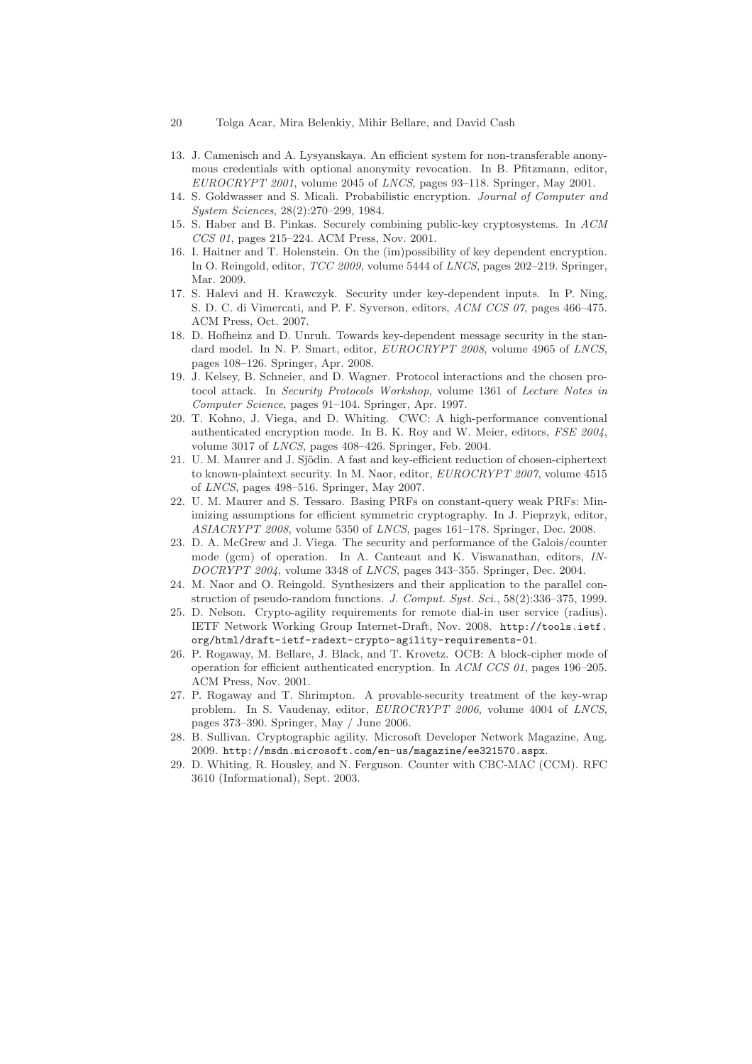13. J. Camenisch and A. Lysyanskaya. An efficient system for non-transferable anonymous credentials with optional anonymity revocation. In B. Pfitzmann, editor, *EUROCRYPT 2001*, volume 2045 of *LNCS*, pages 93–118. Springer, May 2001.
14. S. Goldwasser and S. Micali. Probabilistic encryption. *Journal of Computer and System Sciences*, 28(2):270–299, 1984.
15. S. Haber and B. Pinkas. Securely combining public-key cryptosystems. In *ACM CCS 01*, pages 215–224. ACM Press, Nov. 2001.
16. I. Haitner and T. Holenstein. On the (im)possibility of key dependent encryption. In O. Reingold, editor, *TCC 2009*, volume 5444 of *LNCS*, pages 202–219. Springer, Mar. 2009.
17. S. Halevi and H. Krawczyk. Security under key-dependent inputs. In P. Ning, S. D. C. di Vimercati, and P. F. Syverson, editors, *ACM CCS 07*, pages 466–475. ACM Press, Oct. 2007.
18. D. Hofheinz and D. Unruh. Towards key-dependent message security in the standard model. In N. P. Smart, editor, *EUROCRYPT 2008*, volume 4965 of *LNCS*, pages 108–126. Springer, Apr. 2008.
19. J. Kelsey, B. Schneier, and D. Wagner. Protocol interactions and the chosen protocol attack. In *Security Protocols Workshop*, volume 1361 of *Lecture Notes in Computer Science*, pages 91–104. Springer, Apr. 1997.
20. T. Kohno, J. Viega, and D. Whiting. CWC: A high-performance conventional authenticated encryption mode. In B. K. Roy and W. Meier, editors, *FSE 2004*, volume 3017 of *LNCS*, pages 408–426. Springer, Feb. 2004.
21. U. M. Maurer and J. Sjödin. A fast and key-efficient reduction of chosen-ciphertext to known-plaintext security. In M. Naor, editor, *EUROCRYPT 2007*, volume 4515 of *LNCS*, pages 498–516. Springer, May 2007.
22. U. M. Maurer and S. Tessaro. Basing PRFs on constant-query weak PRFs: Minimizing assumptions for efficient symmetric cryptography. In J. Pieprzyk, editor, *ASIACRYPT 2008*, volume 5350 of *LNCS*, pages 161–178. Springer, Dec. 2008.
23. D. A. McGrew and J. Viega. The security and performance of the Galois/counter mode (gcm) of operation. In A. Canteaut and K. Viswanathan, editors, *INDOCRYPT 2004*, volume 3348 of *LNCS*, pages 343–355. Springer, Dec. 2004.
24. M. Naor and O. Reingold. Synthesizers and their application to the parallel construction of pseudo-random functions. *J. Comput. Syst. Sci.*, 58(2):336–375, 1999.
25. D. Nelson. Crypto-agility requirements for remote dial-in user service (radius). IETF Network Working Group Internet-Draft, Nov. 2008. `http://tools.ietf.org/html/draft-ietf-radext-crypto-agility-requirements-01`.
26. P. Rogaway, M. Bellare, J. Black, and T. Krovetz. OCB: A block-cipher mode of operation for efficient authenticated encryption. In *ACM CCS 01*, pages 196–205. ACM Press, Nov. 2001.
27. P. Rogaway and T. Shrimpton. A provable-security treatment of the key-wrap problem. In S. Vaudenay, editor, *EUROCRYPT 2006*, volume 4004 of *LNCS*, pages 373–390. Springer, May / June 2006.
28. B. Sullivan. Cryptographic agility. Microsoft Developer Network Magazine, Aug. 2009. `http://msdn.microsoft.com/en-us/magazine/ee321570.aspx`.
29. D. Whiting, R. Housley, and N. Ferguson. Counter with CBC-MAC (CCM). RFC 3610 (Informational), Sept. 2003.